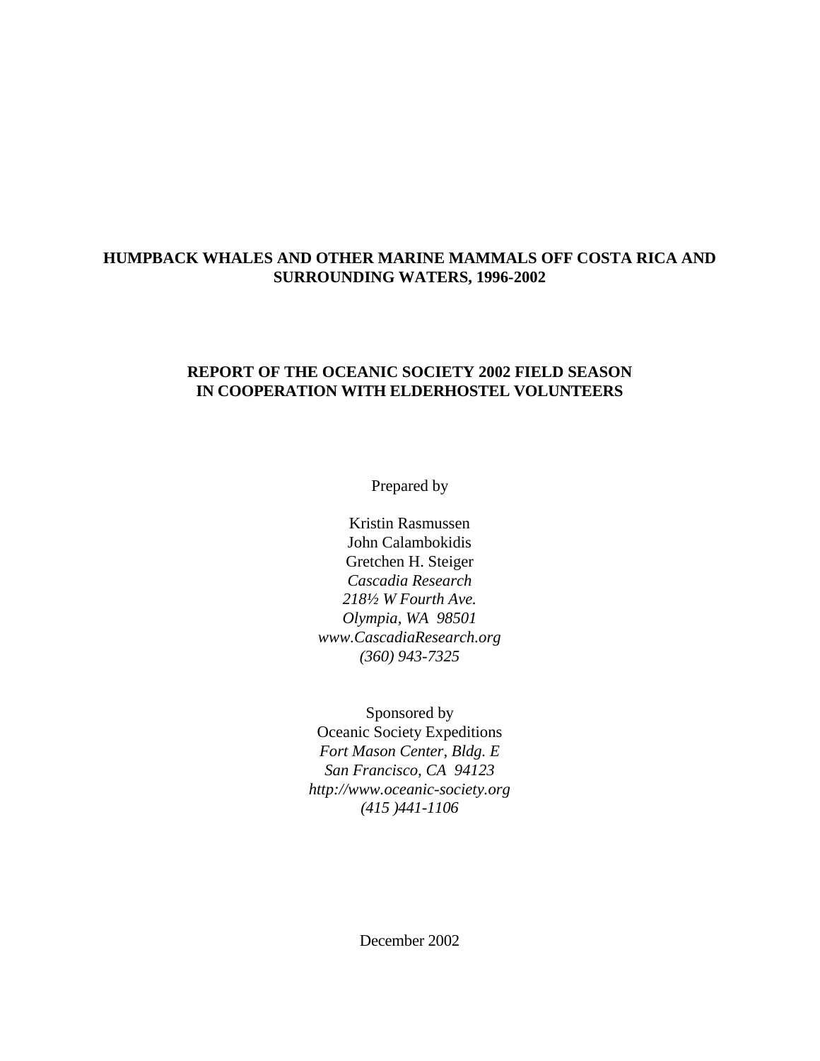# HUMPBACK WHALES AND OTHER MARINE MAMMALS OFF COSTA RICA AND SURROUNDING WATERS, 1996-2002

## REPORT OF THE OCEANIC SOCIETY 2002 FIELD SEASON IN COOPERATION WITH ELDERHOSTEL VOLUNTEERS

Prepared by

Kristin Rasmussen
John Calambokidis
Gretchen H. Steiger
*Cascadia Research*
*218½ W Fourth Ave.*
*Olympia, WA 98501*
*www.CascadiaResearch.org*
*(360) 943-7325*

Sponsored by
Oceanic Society Expeditions
*Fort Mason Center, Bldg. E*
*San Francisco, CA 94123*
*http://www.oceanic-society.org*
*(415 )441-1106*

December 2002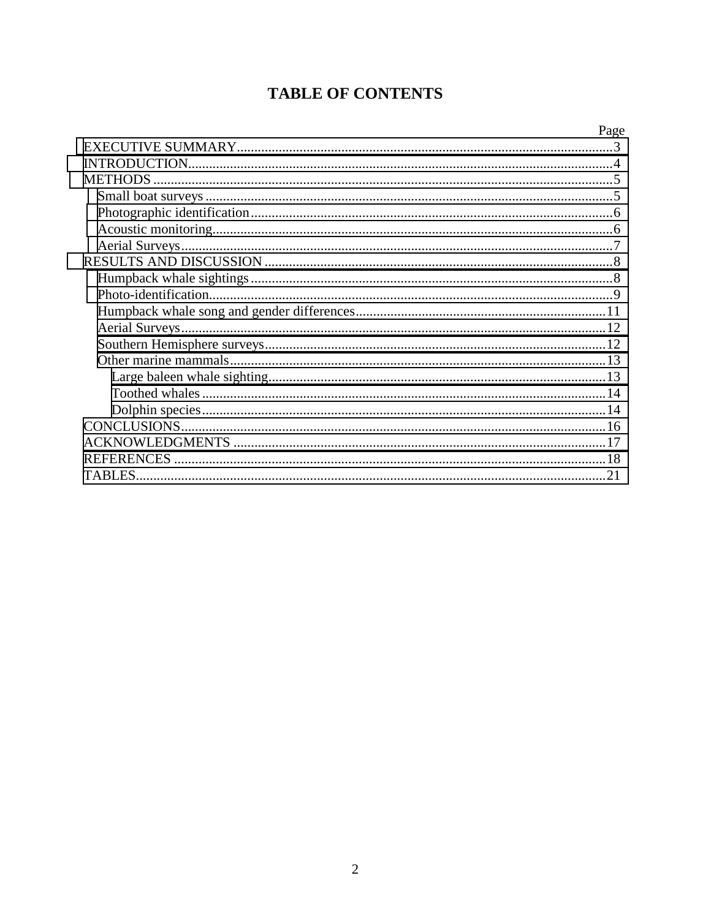# TABLE OF CONTENTS

| | Page |
|---|---|
| EXECUTIVE SUMMARY | 3 |
| INTRODUCTION | 4 |
| METHODS | 5 |
| Small boat surveys | 5 |
| Photographic identification | 6 |
| Acoustic monitoring | 6 |
| Aerial Surveys | 7 |
| RESULTS AND DISCUSSION | 8 |
| Humpback whale sightings | 8 |
| Photo-identification | 9 |
| Humpback whale song and gender differences | 11 |
| Aerial Surveys | 12 |
| Southern Hemisphere surveys | 12 |
| Other marine mammals | 13 |
| Large baleen whale sighting | 13 |
| Toothed whales | 14 |
| Dolphin species | 14 |
| CONCLUSIONS | 16 |
| ACKNOWLEDGMENTS | 17 |
| REFERENCES | 18 |
| TABLES | 21 |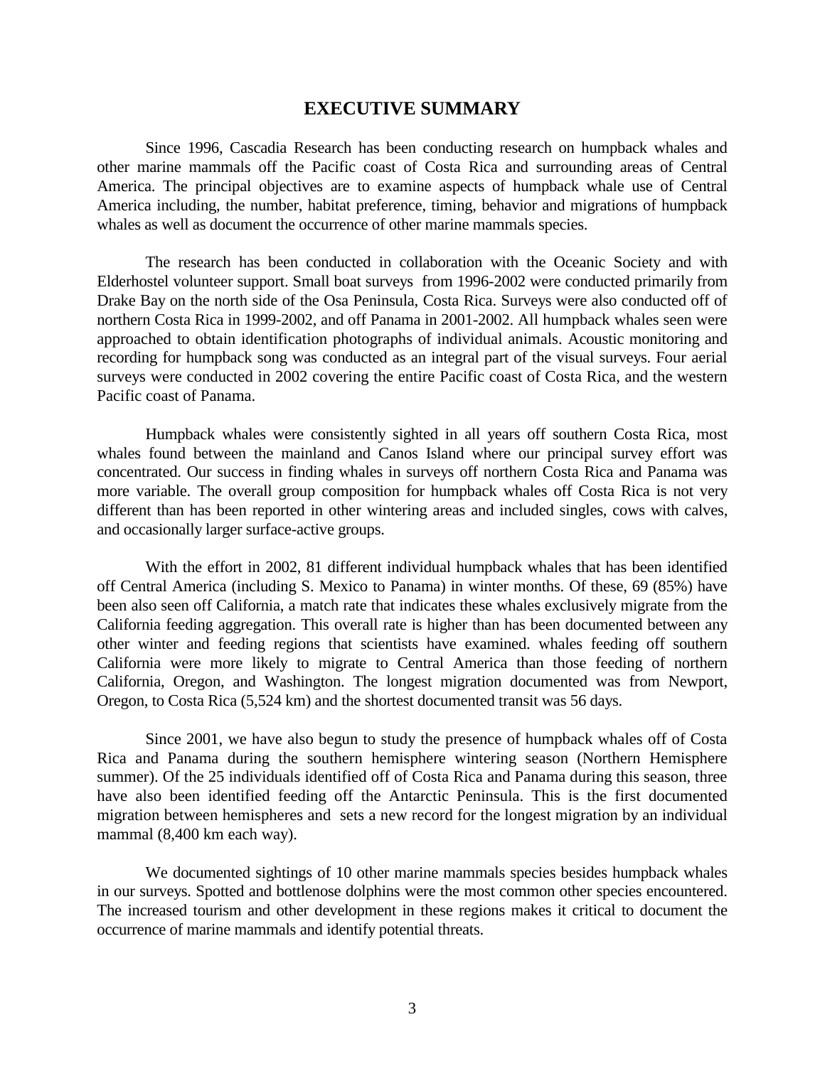# EXECUTIVE SUMMARY

Since 1996, Cascadia Research has been conducting research on humpback whales and other marine mammals off the Pacific coast of Costa Rica and surrounding areas of Central America. The principal objectives are to examine aspects of humpback whale use of Central America including, the number, habitat preference, timing, behavior and migrations of humpback whales as well as document the occurrence of other marine mammals species.

The research has been conducted in collaboration with the Oceanic Society and with Elderhostel volunteer support. Small boat surveys from 1996-2002 were conducted primarily from Drake Bay on the north side of the Osa Peninsula, Costa Rica. Surveys were also conducted off of northern Costa Rica in 1999-2002, and off Panama in 2001-2002. All humpback whales seen were approached to obtain identification photographs of individual animals. Acoustic monitoring and recording for humpback song was conducted as an integral part of the visual surveys. Four aerial surveys were conducted in 2002 covering the entire Pacific coast of Costa Rica, and the western Pacific coast of Panama.

Humpback whales were consistently sighted in all years off southern Costa Rica, most whales found between the mainland and Canos Island where our principal survey effort was concentrated. Our success in finding whales in surveys off northern Costa Rica and Panama was more variable. The overall group composition for humpback whales off Costa Rica is not very different than has been reported in other wintering areas and included singles, cows with calves, and occasionally larger surface-active groups.

With the effort in 2002, 81 different individual humpback whales that has been identified off Central America (including S. Mexico to Panama) in winter months. Of these, 69 (85%) have been also seen off California, a match rate that indicates these whales exclusively migrate from the California feeding aggregation. This overall rate is higher than has been documented between any other winter and feeding regions that scientists have examined. whales feeding off southern California were more likely to migrate to Central America than those feeding of northern California, Oregon, and Washington. The longest migration documented was from Newport, Oregon, to Costa Rica (5,524 km) and the shortest documented transit was 56 days.

Since 2001, we have also begun to study the presence of humpback whales off of Costa Rica and Panama during the southern hemisphere wintering season (Northern Hemisphere summer). Of the 25 individuals identified off of Costa Rica and Panama during this season, three have also been identified feeding off the Antarctic Peninsula. This is the first documented migration between hemispheres and sets a new record for the longest migration by an individual mammal (8,400 km each way).

We documented sightings of 10 other marine mammals species besides humpback whales in our surveys. Spotted and bottlenose dolphins were the most common other species encountered. The increased tourism and other development in these regions makes it critical to document the occurrence of marine mammals and identify potential threats.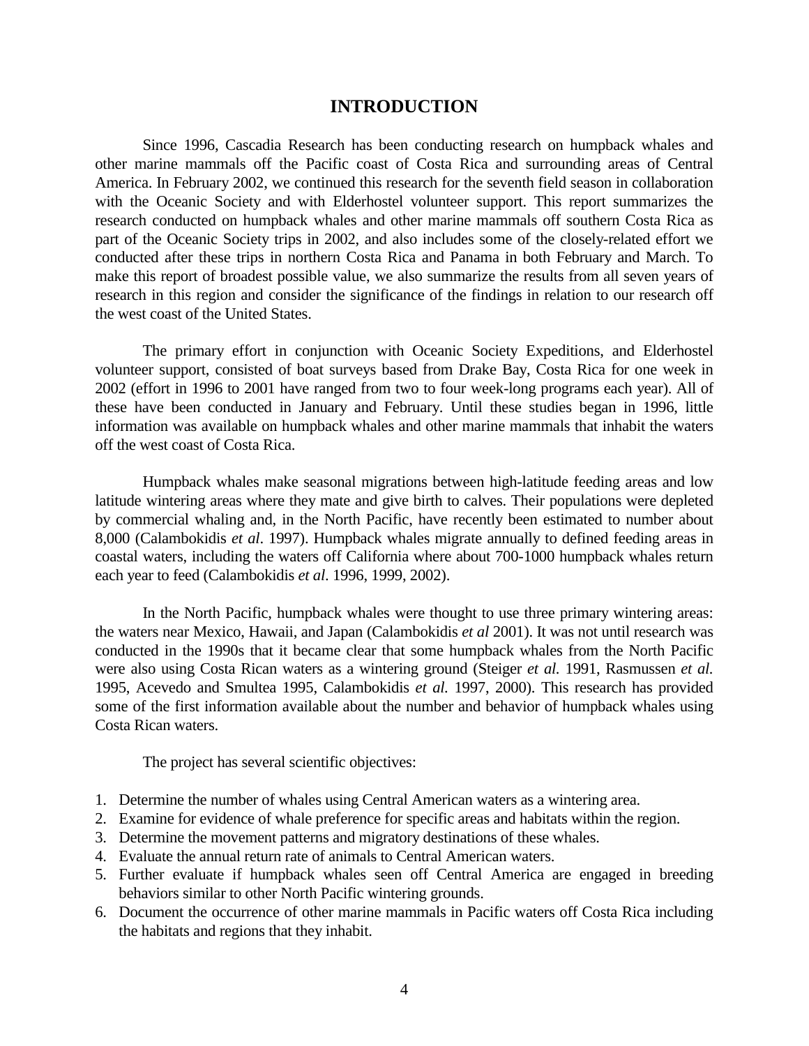# INTRODUCTION

Since 1996, Cascadia Research has been conducting research on humpback whales and other marine mammals off the Pacific coast of Costa Rica and surrounding areas of Central America. In February 2002, we continued this research for the seventh field season in collaboration with the Oceanic Society and with Elderhostel volunteer support. This report summarizes the research conducted on humpback whales and other marine mammals off southern Costa Rica as part of the Oceanic Society trips in 2002, and also includes some of the closely-related effort we conducted after these trips in northern Costa Rica and Panama in both February and March. To make this report of broadest possible value, we also summarize the results from all seven years of research in this region and consider the significance of the findings in relation to our research off the west coast of the United States.

The primary effort in conjunction with Oceanic Society Expeditions, and Elderhostel volunteer support, consisted of boat surveys based from Drake Bay, Costa Rica for one week in 2002 (effort in 1996 to 2001 have ranged from two to four week-long programs each year). All of these have been conducted in January and February. Until these studies began in 1996, little information was available on humpback whales and other marine mammals that inhabit the waters off the west coast of Costa Rica.

Humpback whales make seasonal migrations between high-latitude feeding areas and low latitude wintering areas where they mate and give birth to calves. Their populations were depleted by commercial whaling and, in the North Pacific, have recently been estimated to number about 8,000 (Calambokidis *et al*. 1997). Humpback whales migrate annually to defined feeding areas in coastal waters, including the waters off California where about 700-1000 humpback whales return each year to feed (Calambokidis *et al*. 1996, 1999, 2002).

In the North Pacific, humpback whales were thought to use three primary wintering areas: the waters near Mexico, Hawaii, and Japan (Calambokidis *et al* 2001). It was not until research was conducted in the 1990s that it became clear that some humpback whales from the North Pacific were also using Costa Rican waters as a wintering ground (Steiger *et al.* 1991, Rasmussen *et al.* 1995, Acevedo and Smultea 1995, Calambokidis *et al.* 1997, 2000). This research has provided some of the first information available about the number and behavior of humpback whales using Costa Rican waters.

The project has several scientific objectives:

1. Determine the number of whales using Central American waters as a wintering area.
2. Examine for evidence of whale preference for specific areas and habitats within the region.
3. Determine the movement patterns and migratory destinations of these whales.
4. Evaluate the annual return rate of animals to Central American waters.
5. Further evaluate if humpback whales seen off Central America are engaged in breeding behaviors similar to other North Pacific wintering grounds.
6. Document the occurrence of other marine mammals in Pacific waters off Costa Rica including the habitats and regions that they inhabit.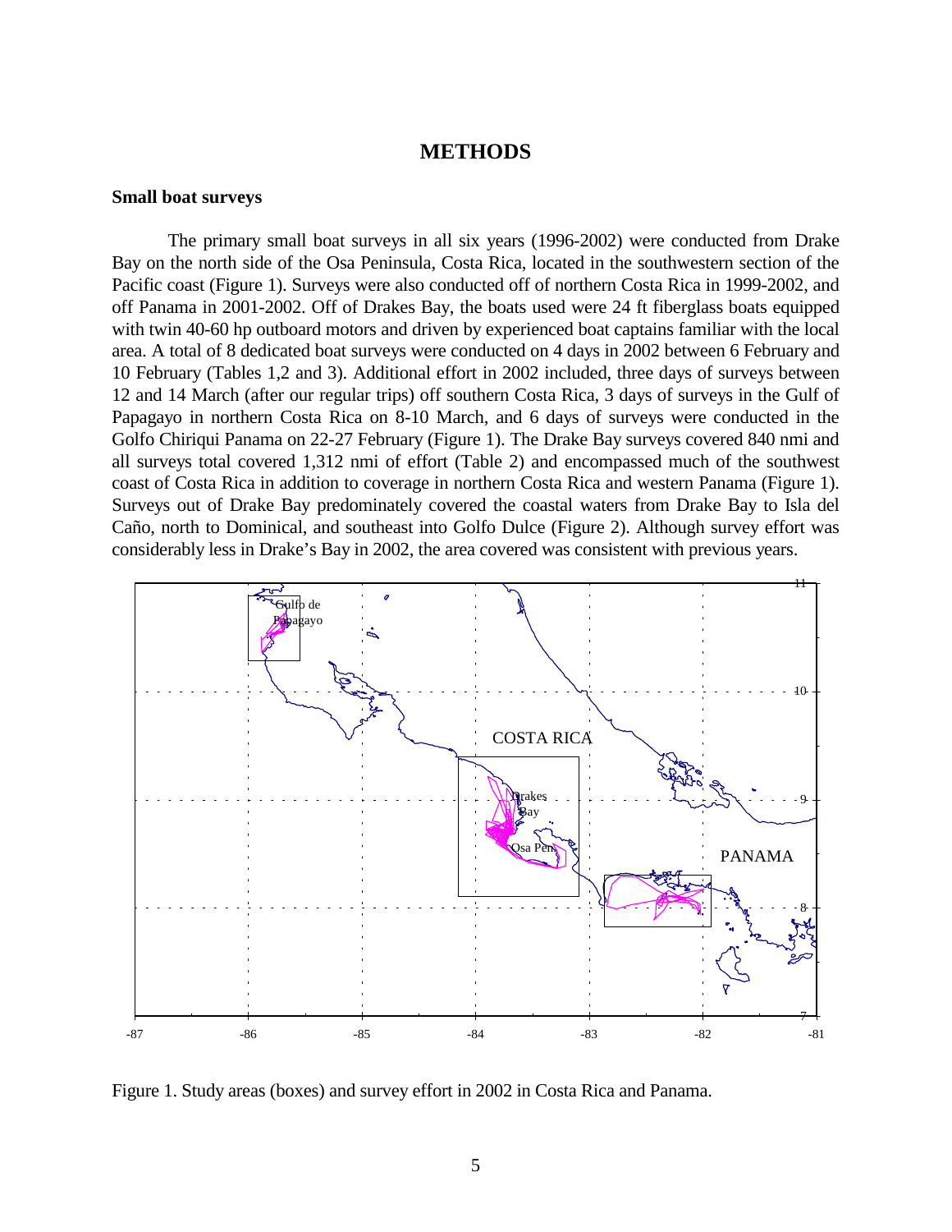# METHODS

## Small boat surveys

The primary small boat surveys in all six years (1996-2002) were conducted from Drake Bay on the north side of the Osa Peninsula, Costa Rica, located in the southwestern section of the Pacific coast (Figure 1). Surveys were also conducted off of northern Costa Rica in 1999-2002, and off Panama in 2001-2002. Off of Drakes Bay, the boats used were 24 ft fiberglass boats equipped with twin 40-60 hp outboard motors and driven by experienced boat captains familiar with the local area. A total of 8 dedicated boat surveys were conducted on 4 days in 2002 between 6 February and 10 February (Tables 1,2 and 3). Additional effort in 2002 included, three days of surveys between 12 and 14 March (after our regular trips) off southern Costa Rica, 3 days of surveys in the Gulf of Papagayo in northern Costa Rica on 8-10 March, and 6 days of surveys were conducted in the Golfo Chiriqui Panama on 22-27 February (Figure 1). The Drake Bay surveys covered 840 nmi and all surveys total covered 1,312 nmi of effort (Table 2) and encompassed much of the southwest coast of Costa Rica in addition to coverage in northern Costa Rica and western Panama (Figure 1). Surveys out of Drake Bay predominately covered the coastal waters from Drake Bay to Isla del Caño, north to Dominical, and southeast into Golfo Dulce (Figure 2). Although survey effort was considerably less in Drake's Bay in 2002, the area covered was consistent with previous years.

Figure 1. Study areas (boxes) and survey effort in 2002 in Costa Rica and Panama.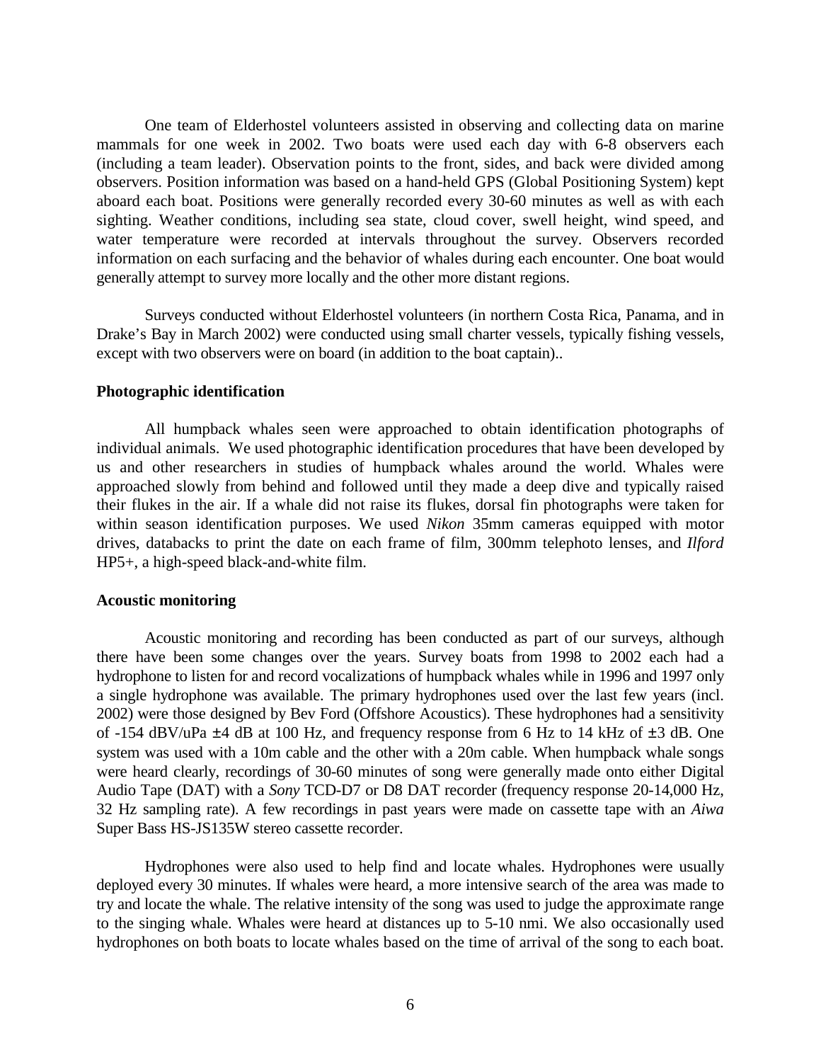One team of Elderhostel volunteers assisted in observing and collecting data on marine mammals for one week in 2002. Two boats were used each day with 6-8 observers each (including a team leader). Observation points to the front, sides, and back were divided among observers. Position information was based on a hand-held GPS (Global Positioning System) kept aboard each boat. Positions were generally recorded every 30-60 minutes as well as with each sighting. Weather conditions, including sea state, cloud cover, swell height, wind speed, and water temperature were recorded at intervals throughout the survey. Observers recorded information on each surfacing and the behavior of whales during each encounter. One boat would generally attempt to survey more locally and the other more distant regions.

Surveys conducted without Elderhostel volunteers (in northern Costa Rica, Panama, and in Drake's Bay in March 2002) were conducted using small charter vessels, typically fishing vessels, except with two observers were on board (in addition to the boat captain)..

**Photographic identification**

All humpback whales seen were approached to obtain identification photographs of individual animals. We used photographic identification procedures that have been developed by us and other researchers in studies of humpback whales around the world. Whales were approached slowly from behind and followed until they made a deep dive and typically raised their flukes in the air. If a whale did not raise its flukes, dorsal fin photographs were taken for within season identification purposes. We used *Nikon* 35mm cameras equipped with motor drives, databacks to print the date on each frame of film, 300mm telephoto lenses, and *Ilford* HP5+, a high-speed black-and-white film.

**Acoustic monitoring**

Acoustic monitoring and recording has been conducted as part of our surveys, although there have been some changes over the years. Survey boats from 1998 to 2002 each had a hydrophone to listen for and record vocalizations of humpback whales while in 1996 and 1997 only a single hydrophone was available. The primary hydrophones used over the last few years (incl. 2002) were those designed by Bev Ford (Offshore Acoustics). These hydrophones had a sensitivity of -154 dBV/uPa ±4 dB at 100 Hz, and frequency response from 6 Hz to 14 kHz of ±3 dB. One system was used with a 10m cable and the other with a 20m cable. When humpback whale songs were heard clearly, recordings of 30-60 minutes of song were generally made onto either Digital Audio Tape (DAT) with a *Sony* TCD-D7 or D8 DAT recorder (frequency response 20-14,000 Hz, 32 Hz sampling rate). A few recordings in past years were made on cassette tape with an *Aiwa* Super Bass HS-JS135W stereo cassette recorder.

Hydrophones were also used to help find and locate whales. Hydrophones were usually deployed every 30 minutes. If whales were heard, a more intensive search of the area was made to try and locate the whale. The relative intensity of the song was used to judge the approximate range to the singing whale. Whales were heard at distances up to 5-10 nmi. We also occasionally used hydrophones on both boats to locate whales based on the time of arrival of the song to each boat.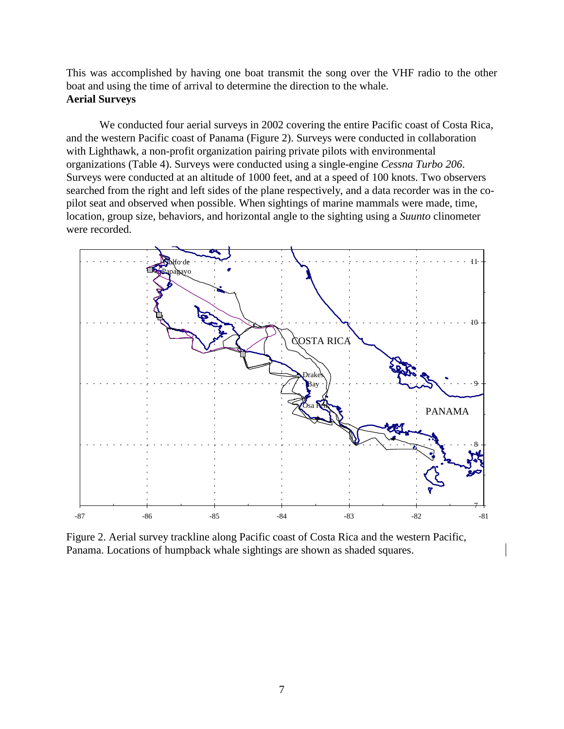This was accomplished by having one boat transmit the song over the VHF radio to the other boat and using the time of arrival to determine the direction to the whale.

**Aerial Surveys**

We conducted four aerial surveys in 2002 covering the entire Pacific coast of Costa Rica, and the western Pacific coast of Panama (Figure 2). Surveys were conducted in collaboration with Lighthawk, a non-profit organization pairing private pilots with environmental organizations (Table 4). Surveys were conducted using a single-engine *Cessna Turbo 206*. Surveys were conducted at an altitude of 1000 feet, and at a speed of 100 knots. Two observers searched from the right and left sides of the plane respectively, and a data recorder was in the co-pilot seat and observed when possible. When sightings of marine mammals were made, time, location, group size, behaviors, and horizontal angle to the sighting using a *Suunto* clinometer were recorded.

Figure 2. Aerial survey trackline along Pacific coast of Costa Rica and the western Pacific, Panama. Locations of humpback whale sightings are shown as shaded squares.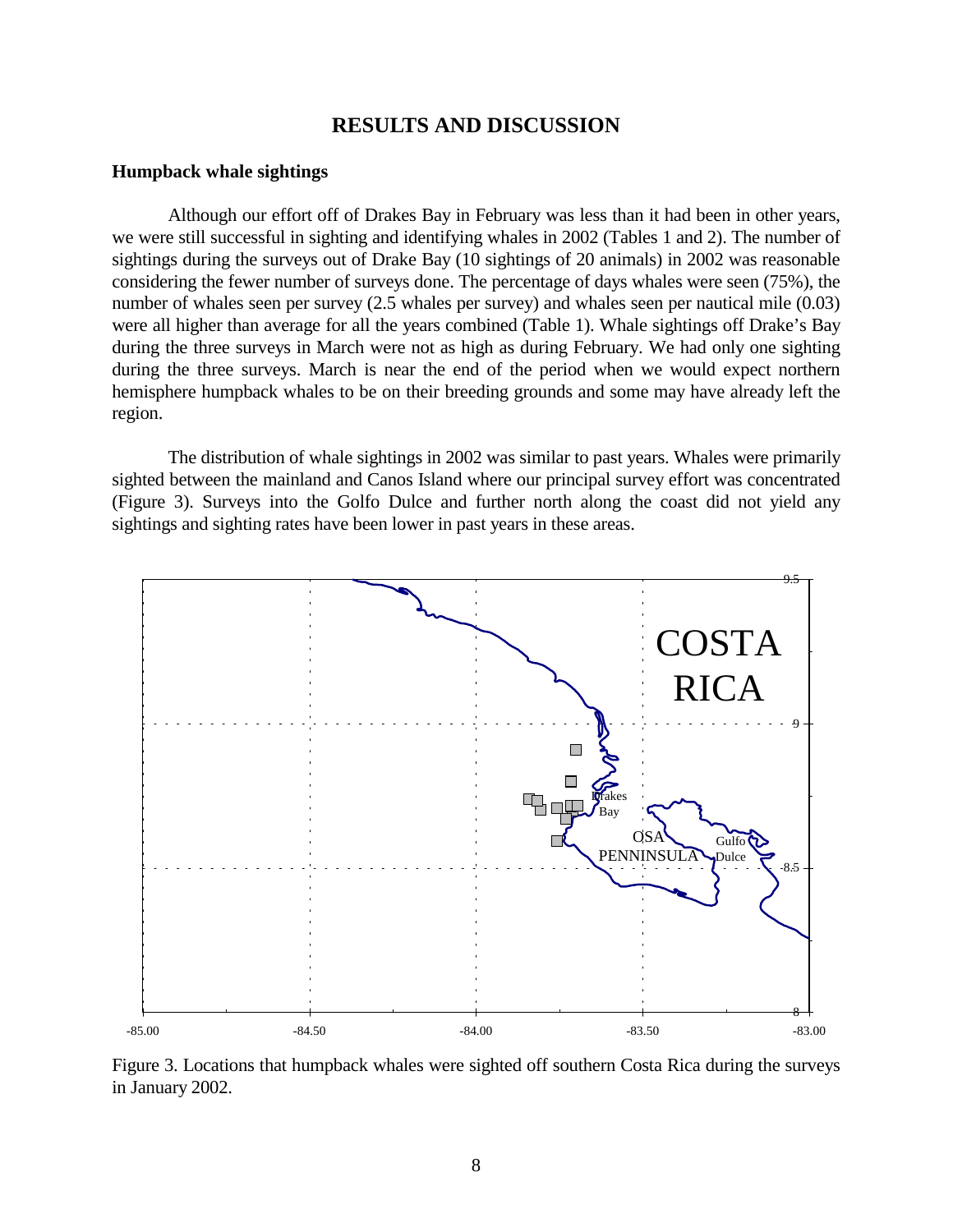# RESULTS AND DISCUSSION

## Humpback whale sightings

Although our effort off of Drakes Bay in February was less than it had been in other years, we were still successful in sighting and identifying whales in 2002 (Tables 1 and 2). The number of sightings during the surveys out of Drake Bay (10 sightings of 20 animals) in 2002 was reasonable considering the fewer number of surveys done. The percentage of days whales were seen (75%), the number of whales seen per survey (2.5 whales per survey) and whales seen per nautical mile (0.03) were all higher than average for all the years combined (Table 1). Whale sightings off Drake's Bay during the three surveys in March were not as high as during February. We had only one sighting during the three surveys. March is near the end of the period when we would expect northern hemisphere humpback whales to be on their breeding grounds and some may have already left the region.

The distribution of whale sightings in 2002 was similar to past years. Whales were primarily sighted between the mainland and Canos Island where our principal survey effort was concentrated (Figure 3). Surveys into the Golfo Dulce and further north along the coast did not yield any sightings and sighting rates have been lower in past years in these areas.

Figure 3. Locations that humpback whales were sighted off southern Costa Rica during the surveys in January 2002.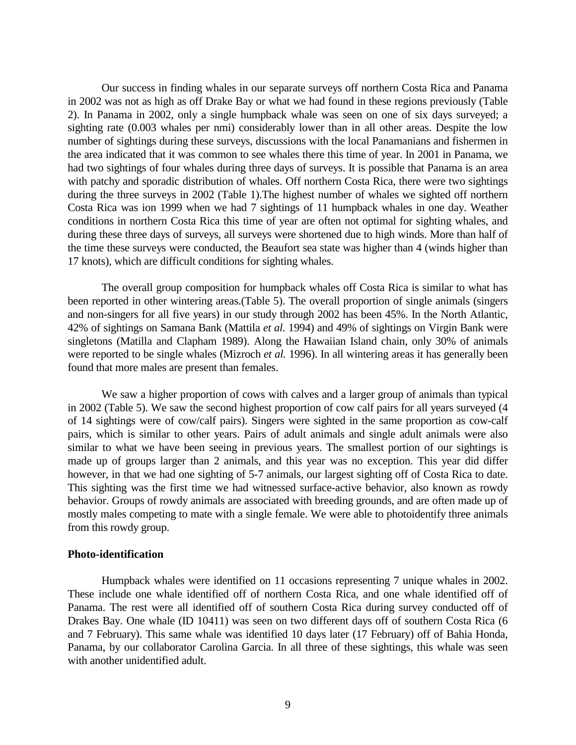Our success in finding whales in our separate surveys off northern Costa Rica and Panama in 2002 was not as high as off Drake Bay or what we had found in these regions previously (Table 2). In Panama in 2002, only a single humpback whale was seen on one of six days surveyed; a sighting rate (0.003 whales per nmi) considerably lower than in all other areas. Despite the low number of sightings during these surveys, discussions with the local Panamanians and fishermen in the area indicated that it was common to see whales there this time of year. In 2001 in Panama, we had two sightings of four whales during three days of surveys. It is possible that Panama is an area with patchy and sporadic distribution of whales. Off northern Costa Rica, there were two sightings during the three surveys in 2002 (Table 1).The highest number of whales we sighted off northern Costa Rica was ion 1999 when we had 7 sightings of 11 humpback whales in one day. Weather conditions in northern Costa Rica this time of year are often not optimal for sighting whales, and during these three days of surveys, all surveys were shortened due to high winds. More than half of the time these surveys were conducted, the Beaufort sea state was higher than 4 (winds higher than 17 knots), which are difficult conditions for sighting whales.

The overall group composition for humpback whales off Costa Rica is similar to what has been reported in other wintering areas.(Table 5). The overall proportion of single animals (singers and non-singers for all five years) in our study through 2002 has been 45%. In the North Atlantic, 42% of sightings on Samana Bank (Mattila *et al.* 1994) and 49% of sightings on Virgin Bank were singletons (Matilla and Clapham 1989). Along the Hawaiian Island chain, only 30% of animals were reported to be single whales (Mizroch *et al.* 1996). In all wintering areas it has generally been found that more males are present than females.

We saw a higher proportion of cows with calves and a larger group of animals than typical in 2002 (Table 5). We saw the second highest proportion of cow calf pairs for all years surveyed (4 of 14 sightings were of cow/calf pairs). Singers were sighted in the same proportion as cow-calf pairs, which is similar to other years. Pairs of adult animals and single adult animals were also similar to what we have been seeing in previous years. The smallest portion of our sightings is made up of groups larger than 2 animals, and this year was no exception. This year did differ however, in that we had one sighting of 5-7 animals, our largest sighting off of Costa Rica to date. This sighting was the first time we had witnessed surface-active behavior, also known as rowdy behavior. Groups of rowdy animals are associated with breeding grounds, and are often made up of mostly males competing to mate with a single female. We were able to photoidentify three animals from this rowdy group.

### Photo-identification

Humpback whales were identified on 11 occasions representing 7 unique whales in 2002. These include one whale identified off of northern Costa Rica, and one whale identified off of Panama. The rest were all identified off of southern Costa Rica during survey conducted off of Drakes Bay. One whale (ID 10411) was seen on two different days off of southern Costa Rica (6 and 7 February). This same whale was identified 10 days later (17 February) off of Bahia Honda, Panama, by our collaborator Carolina Garcia. In all three of these sightings, this whale was seen with another unidentified adult.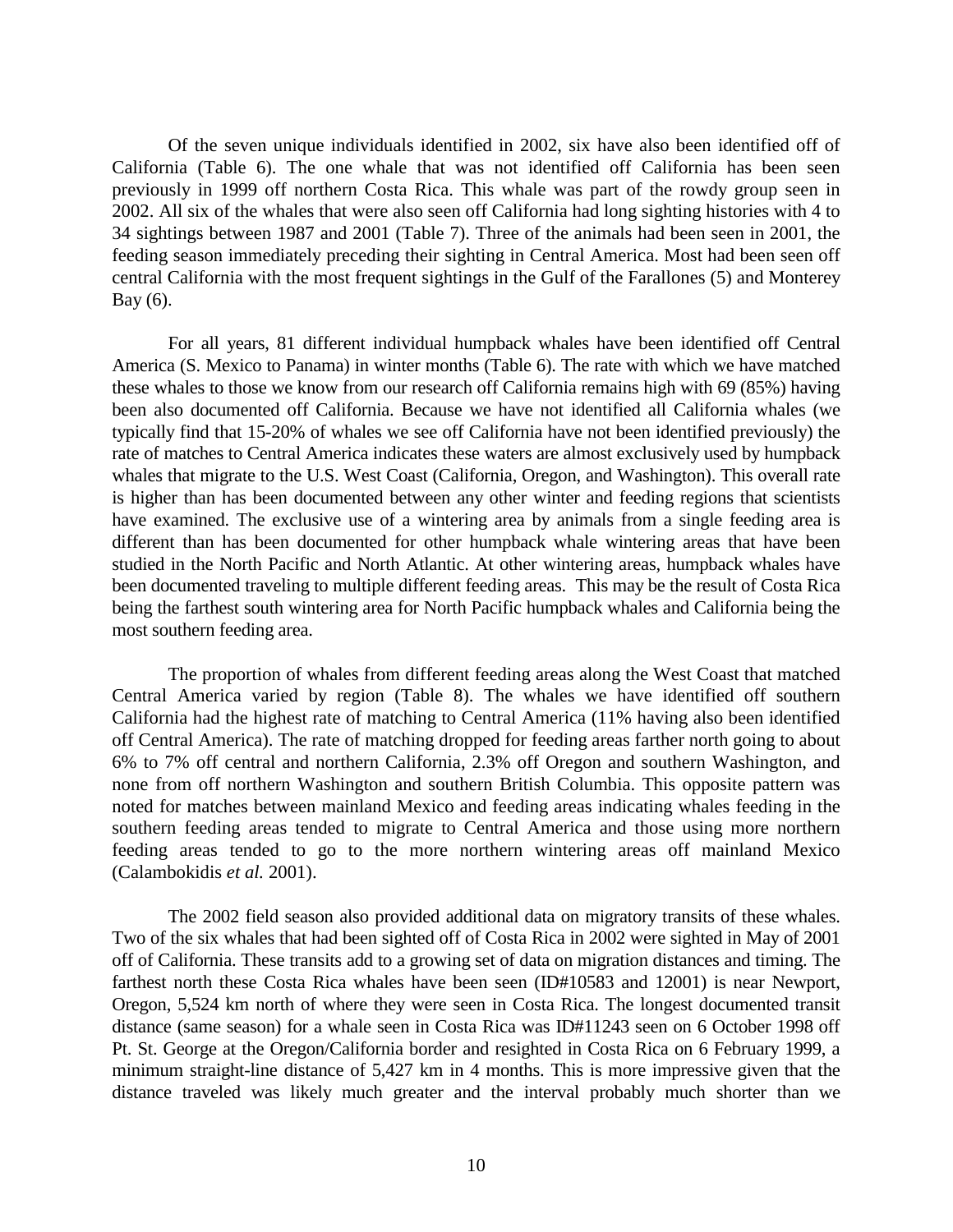Of the seven unique individuals identified in 2002, six have also been identified off of California (Table 6). The one whale that was not identified off California has been seen previously in 1999 off northern Costa Rica. This whale was part of the rowdy group seen in 2002. All six of the whales that were also seen off California had long sighting histories with 4 to 34 sightings between 1987 and 2001 (Table 7). Three of the animals had been seen in 2001, the feeding season immediately preceding their sighting in Central America. Most had been seen off central California with the most frequent sightings in the Gulf of the Farallones (5) and Monterey Bay (6).

For all years, 81 different individual humpback whales have been identified off Central America (S. Mexico to Panama) in winter months (Table 6). The rate with which we have matched these whales to those we know from our research off California remains high with 69 (85%) having been also documented off California. Because we have not identified all California whales (we typically find that 15-20% of whales we see off California have not been identified previously) the rate of matches to Central America indicates these waters are almost exclusively used by humpback whales that migrate to the U.S. West Coast (California, Oregon, and Washington). This overall rate is higher than has been documented between any other winter and feeding regions that scientists have examined. The exclusive use of a wintering area by animals from a single feeding area is different than has been documented for other humpback whale wintering areas that have been studied in the North Pacific and North Atlantic. At other wintering areas, humpback whales have been documented traveling to multiple different feeding areas. This may be the result of Costa Rica being the farthest south wintering area for North Pacific humpback whales and California being the most southern feeding area.

The proportion of whales from different feeding areas along the West Coast that matched Central America varied by region (Table 8). The whales we have identified off southern California had the highest rate of matching to Central America (11% having also been identified off Central America). The rate of matching dropped for feeding areas farther north going to about 6% to 7% off central and northern California, 2.3% off Oregon and southern Washington, and none from off northern Washington and southern British Columbia. This opposite pattern was noted for matches between mainland Mexico and feeding areas indicating whales feeding in the southern feeding areas tended to migrate to Central America and those using more northern feeding areas tended to go to the more northern wintering areas off mainland Mexico (Calambokidis *et al.* 2001).

The 2002 field season also provided additional data on migratory transits of these whales. Two of the six whales that had been sighted off of Costa Rica in 2002 were sighted in May of 2001 off of California. These transits add to a growing set of data on migration distances and timing. The farthest north these Costa Rica whales have been seen (ID#10583 and 12001) is near Newport, Oregon, 5,524 km north of where they were seen in Costa Rica. The longest documented transit distance (same season) for a whale seen in Costa Rica was ID#11243 seen on 6 October 1998 off Pt. St. George at the Oregon/California border and resighted in Costa Rica on 6 February 1999, a minimum straight-line distance of 5,427 km in 4 months. This is more impressive given that the distance traveled was likely much greater and the interval probably much shorter than we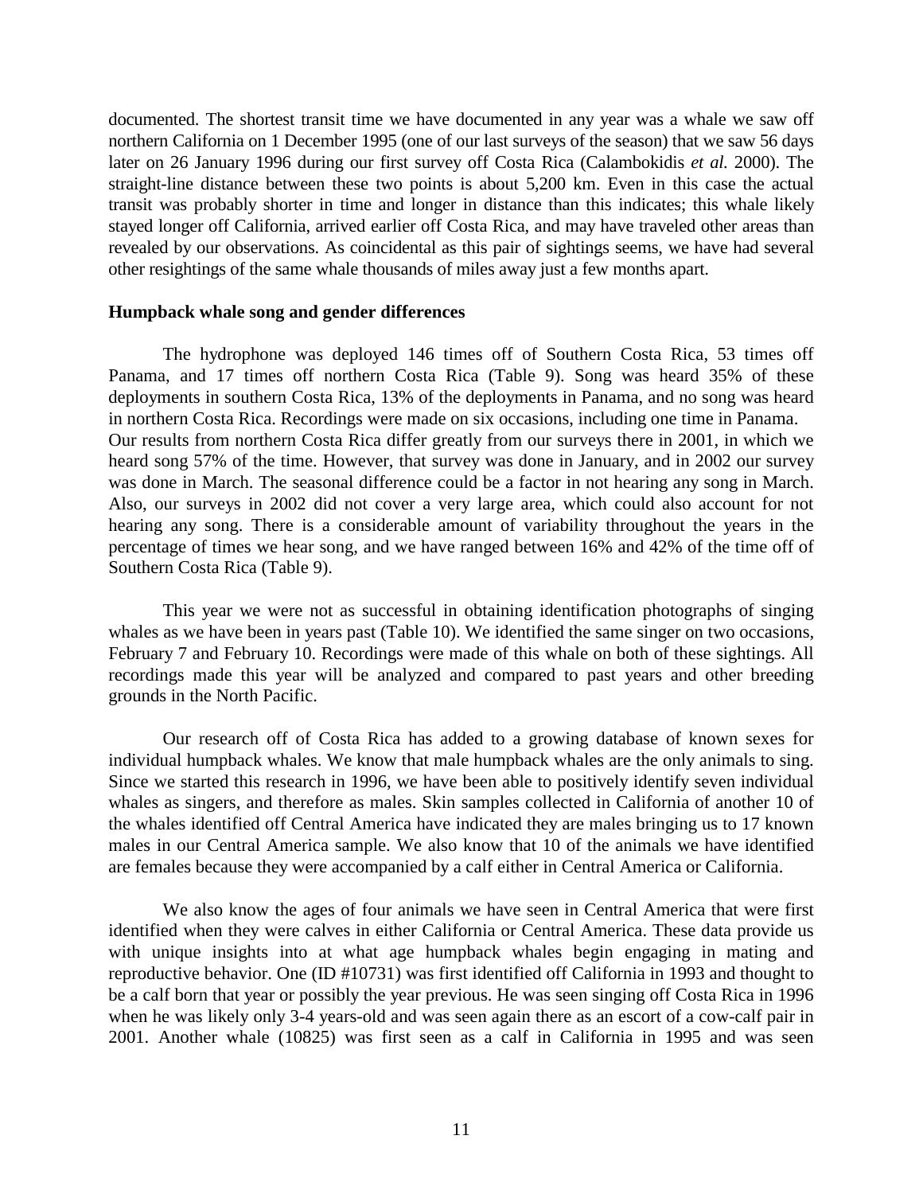documented. The shortest transit time we have documented in any year was a whale we saw off northern California on 1 December 1995 (one of our last surveys of the season) that we saw 56 days later on 26 January 1996 during our first survey off Costa Rica (Calambokidis *et al.* 2000). The straight-line distance between these two points is about 5,200 km. Even in this case the actual transit was probably shorter in time and longer in distance than this indicates; this whale likely stayed longer off California, arrived earlier off Costa Rica, and may have traveled other areas than revealed by our observations. As coincidental as this pair of sightings seems, we have had several other resightings of the same whale thousands of miles away just a few months apart.

**Humpback whale song and gender differences**

The hydrophone was deployed 146 times off of Southern Costa Rica, 53 times off Panama, and 17 times off northern Costa Rica (Table 9). Song was heard 35% of these deployments in southern Costa Rica, 13% of the deployments in Panama, and no song was heard in northern Costa Rica. Recordings were made on six occasions, including one time in Panama. Our results from northern Costa Rica differ greatly from our surveys there in 2001, in which we heard song 57% of the time. However, that survey was done in January, and in 2002 our survey was done in March. The seasonal difference could be a factor in not hearing any song in March. Also, our surveys in 2002 did not cover a very large area, which could also account for not hearing any song. There is a considerable amount of variability throughout the years in the percentage of times we hear song, and we have ranged between 16% and 42% of the time off of Southern Costa Rica (Table 9).

This year we were not as successful in obtaining identification photographs of singing whales as we have been in years past (Table 10). We identified the same singer on two occasions, February 7 and February 10. Recordings were made of this whale on both of these sightings. All recordings made this year will be analyzed and compared to past years and other breeding grounds in the North Pacific.

Our research off of Costa Rica has added to a growing database of known sexes for individual humpback whales. We know that male humpback whales are the only animals to sing. Since we started this research in 1996, we have been able to positively identify seven individual whales as singers, and therefore as males. Skin samples collected in California of another 10 of the whales identified off Central America have indicated they are males bringing us to 17 known males in our Central America sample. We also know that 10 of the animals we have identified are females because they were accompanied by a calf either in Central America or California.

We also know the ages of four animals we have seen in Central America that were first identified when they were calves in either California or Central America. These data provide us with unique insights into at what age humpback whales begin engaging in mating and reproductive behavior. One (ID #10731) was first identified off California in 1993 and thought to be a calf born that year or possibly the year previous. He was seen singing off Costa Rica in 1996 when he was likely only 3-4 years-old and was seen again there as an escort of a cow-calf pair in 2001. Another whale (10825) was first seen as a calf in California in 1995 and was seen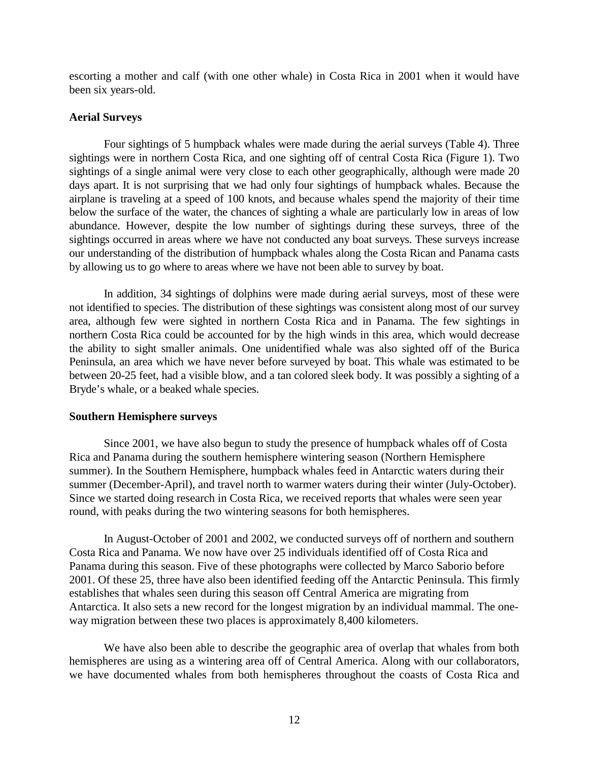escorting a mother and calf (with one other whale) in Costa Rica in 2001 when it would have been six years-old.

**Aerial Surveys**

Four sightings of 5 humpback whales were made during the aerial surveys (Table 4). Three sightings were in northern Costa Rica, and one sighting off of central Costa Rica (Figure 1). Two sightings of a single animal were very close to each other geographically, although were made 20 days apart. It is not surprising that we had only four sightings of humpback whales. Because the airplane is traveling at a speed of 100 knots, and because whales spend the majority of their time below the surface of the water, the chances of sighting a whale are particularly low in areas of low abundance. However, despite the low number of sightings during these surveys, three of the sightings occurred in areas where we have not conducted any boat surveys. These surveys increase our understanding of the distribution of humpback whales along the Costa Rican and Panama casts by allowing us to go where to areas where we have not been able to survey by boat.

In addition, 34 sightings of dolphins were made during aerial surveys, most of these were not identified to species. The distribution of these sightings was consistent along most of our survey area, although few were sighted in northern Costa Rica and in Panama. The few sightings in northern Costa Rica could be accounted for by the high winds in this area, which would decrease the ability to sight smaller animals. One unidentified whale was also sighted off of the Burica Peninsula, an area which we have never before surveyed by boat. This whale was estimated to be between 20-25 feet, had a visible blow, and a tan colored sleek body. It was possibly a sighting of a Bryde's whale, or a beaked whale species.

**Southern Hemisphere surveys**

Since 2001, we have also begun to study the presence of humpback whales off of Costa Rica and Panama during the southern hemisphere wintering season (Northern Hemisphere summer). In the Southern Hemisphere, humpback whales feed in Antarctic waters during their summer (December-April), and travel north to warmer waters during their winter (July-October). Since we started doing research in Costa Rica, we received reports that whales were seen year round, with peaks during the two wintering seasons for both hemispheres.

In August-October of 2001 and 2002, we conducted surveys off of northern and southern Costa Rica and Panama. We now have over 25 individuals identified off of Costa Rica and Panama during this season. Five of these photographs were collected by Marco Saborio before 2001. Of these 25, three have also been identified feeding off the Antarctic Peninsula. This firmly establishes that whales seen during this season off Central America are migrating from Antarctica. It also sets a new record for the longest migration by an individual mammal. The one-way migration between these two places is approximately 8,400 kilometers.

We have also been able to describe the geographic area of overlap that whales from both hemispheres are using as a wintering area off of Central America. Along with our collaborators, we have documented whales from both hemispheres throughout the coasts of Costa Rica and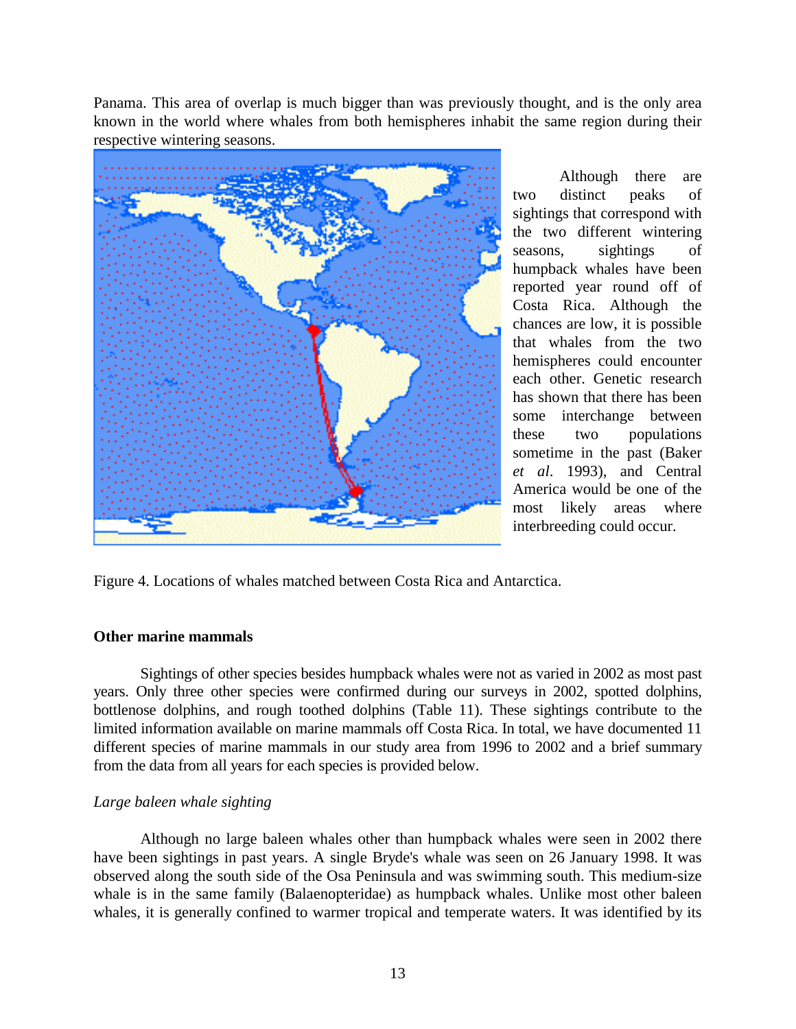Panama. This area of overlap is much bigger than was previously thought, and is the only area known in the world where whales from both hemispheres inhabit the same region during their respective wintering seasons.

Although there are two distinct peaks of sightings that correspond with the two different wintering seasons, sightings of humpback whales have been reported year round off of Costa Rica. Although the chances are low, it is possible that whales from the two hemispheres could encounter each other. Genetic research has shown that there has been some interchange between these two populations sometime in the past (Baker *et al.* 1993), and Central America would be one of the most likely areas where interbreeding could occur.

Figure 4. Locations of whales matched between Costa Rica and Antarctica.

**Other marine mammals**

Sightings of other species besides humpback whales were not as varied in 2002 as most past years. Only three other species were confirmed during our surveys in 2002, spotted dolphins, bottlenose dolphins, and rough toothed dolphins (Table 11). These sightings contribute to the limited information available on marine mammals off Costa Rica. In total, we have documented 11 different species of marine mammals in our study area from 1996 to 2002 and a brief summary from the data from all years for each species is provided below.

*Large baleen whale sighting*

Although no large baleen whales other than humpback whales were seen in 2002 there have been sightings in past years. A single Bryde's whale was seen on 26 January 1998. It was observed along the south side of the Osa Peninsula and was swimming south. This medium-size whale is in the same family (Balaenopteridae) as humpback whales. Unlike most other baleen whales, it is generally confined to warmer tropical and temperate waters. It was identified by its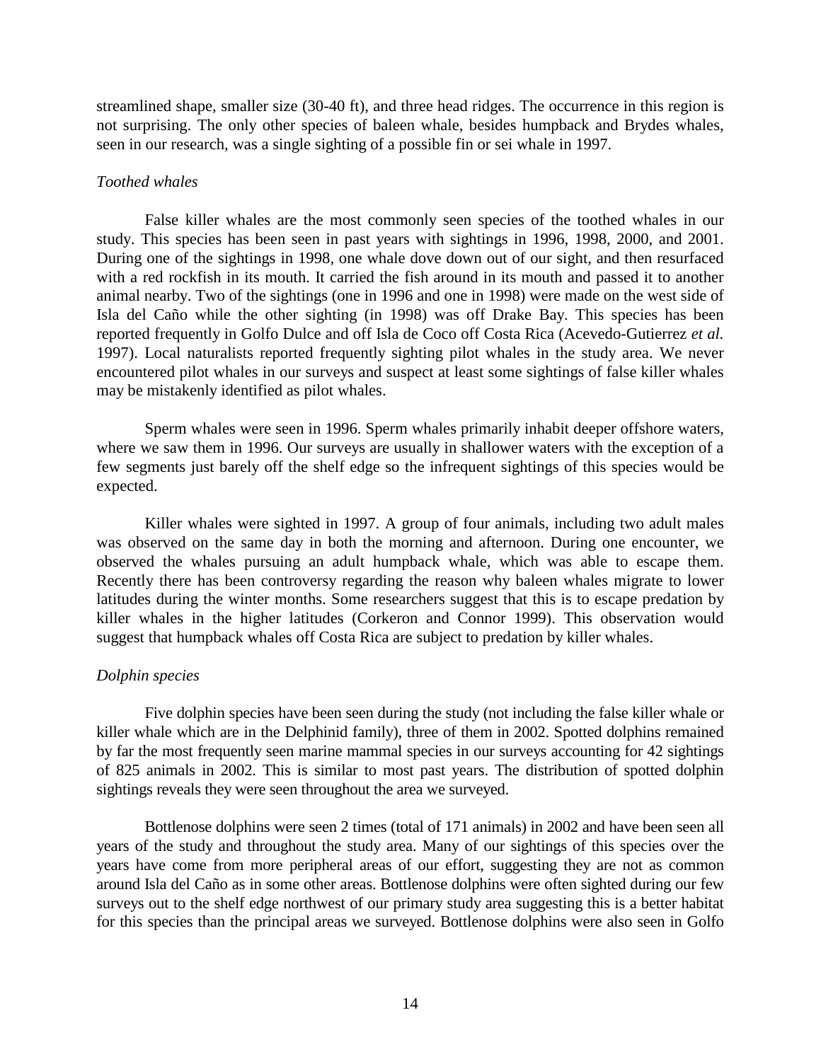streamlined shape, smaller size (30-40 ft), and three head ridges. The occurrence in this region is not surprising. The only other species of baleen whale, besides humpback and Brydes whales, seen in our research, was a single sighting of a possible fin or sei whale in 1997.

*Toothed whales*

False killer whales are the most commonly seen species of the toothed whales in our study. This species has been seen in past years with sightings in 1996, 1998, 2000, and 2001. During one of the sightings in 1998, one whale dove down out of our sight, and then resurfaced with a red rockfish in its mouth. It carried the fish around in its mouth and passed it to another animal nearby. Two of the sightings (one in 1996 and one in 1998) were made on the west side of Isla del Caño while the other sighting (in 1998) was off Drake Bay. This species has been reported frequently in Golfo Dulce and off Isla de Coco off Costa Rica (Acevedo-Gutierrez *et al.* 1997). Local naturalists reported frequently sighting pilot whales in the study area. We never encountered pilot whales in our surveys and suspect at least some sightings of false killer whales may be mistakenly identified as pilot whales.

Sperm whales were seen in 1996. Sperm whales primarily inhabit deeper offshore waters, where we saw them in 1996. Our surveys are usually in shallower waters with the exception of a few segments just barely off the shelf edge so the infrequent sightings of this species would be expected.

Killer whales were sighted in 1997. A group of four animals, including two adult males was observed on the same day in both the morning and afternoon. During one encounter, we observed the whales pursuing an adult humpback whale, which was able to escape them. Recently there has been controversy regarding the reason why baleen whales migrate to lower latitudes during the winter months. Some researchers suggest that this is to escape predation by killer whales in the higher latitudes (Corkeron and Connor 1999). This observation would suggest that humpback whales off Costa Rica are subject to predation by killer whales.

*Dolphin species*

Five dolphin species have been seen during the study (not including the false killer whale or killer whale which are in the Delphinid family), three of them in 2002. Spotted dolphins remained by far the most frequently seen marine mammal species in our surveys accounting for 42 sightings of 825 animals in 2002. This is similar to most past years. The distribution of spotted dolphin sightings reveals they were seen throughout the area we surveyed.

Bottlenose dolphins were seen 2 times (total of 171 animals) in 2002 and have been seen all years of the study and throughout the study area. Many of our sightings of this species over the years have come from more peripheral areas of our effort, suggesting they are not as common around Isla del Caño as in some other areas. Bottlenose dolphins were often sighted during our few surveys out to the shelf edge northwest of our primary study area suggesting this is a better habitat for this species than the principal areas we surveyed. Bottlenose dolphins were also seen in Golfo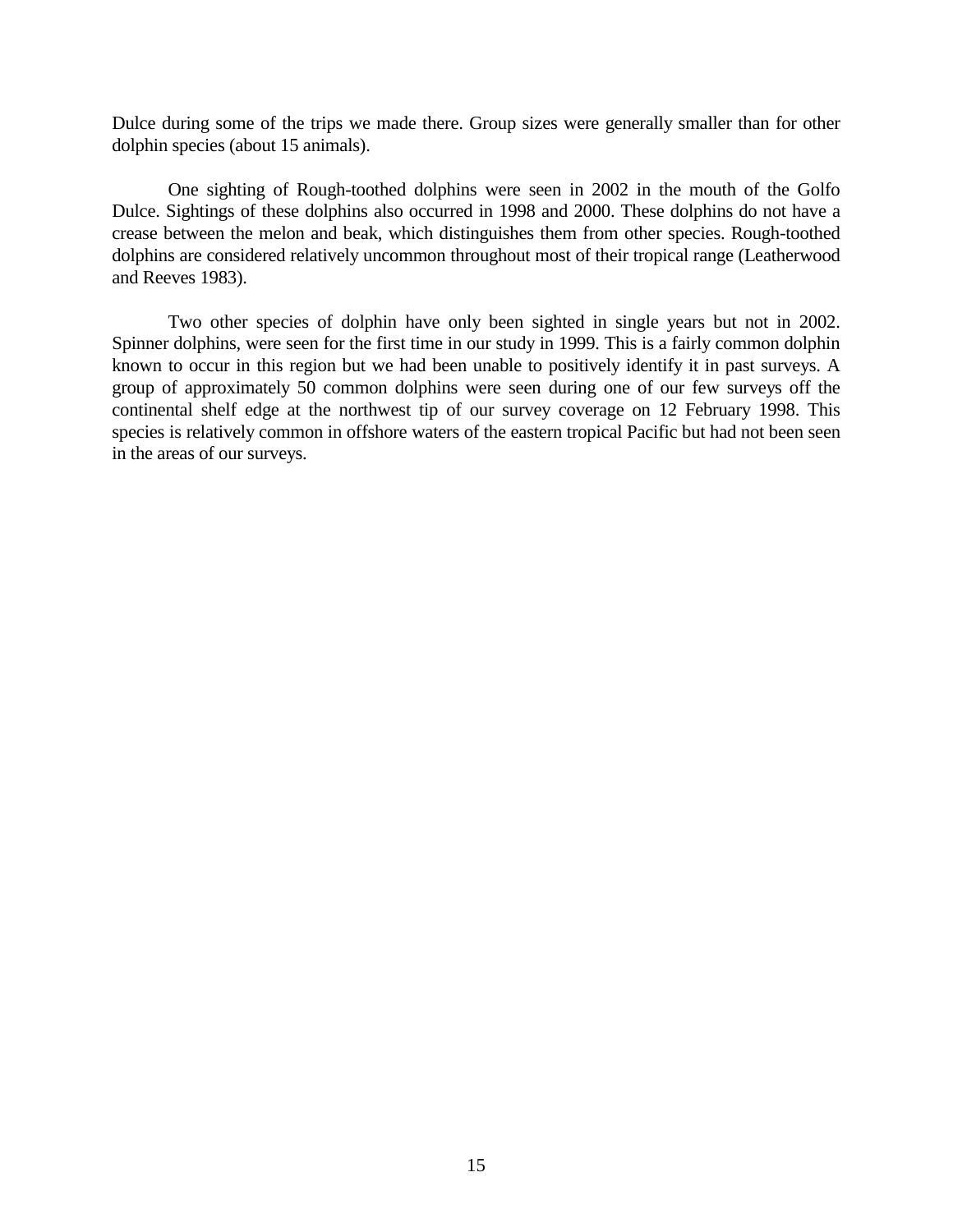Dulce during some of the trips we made there. Group sizes were generally smaller than for other dolphin species (about 15 animals).

One sighting of Rough-toothed dolphins were seen in 2002 in the mouth of the Golfo Dulce. Sightings of these dolphins also occurred in 1998 and 2000. These dolphins do not have a crease between the melon and beak, which distinguishes them from other species. Rough-toothed dolphins are considered relatively uncommon throughout most of their tropical range (Leatherwood and Reeves 1983).

Two other species of dolphin have only been sighted in single years but not in 2002. Spinner dolphins, were seen for the first time in our study in 1999. This is a fairly common dolphin known to occur in this region but we had been unable to positively identify it in past surveys. A group of approximately 50 common dolphins were seen during one of our few surveys off the continental shelf edge at the northwest tip of our survey coverage on 12 February 1998. This species is relatively common in offshore waters of the eastern tropical Pacific but had not been seen in the areas of our surveys.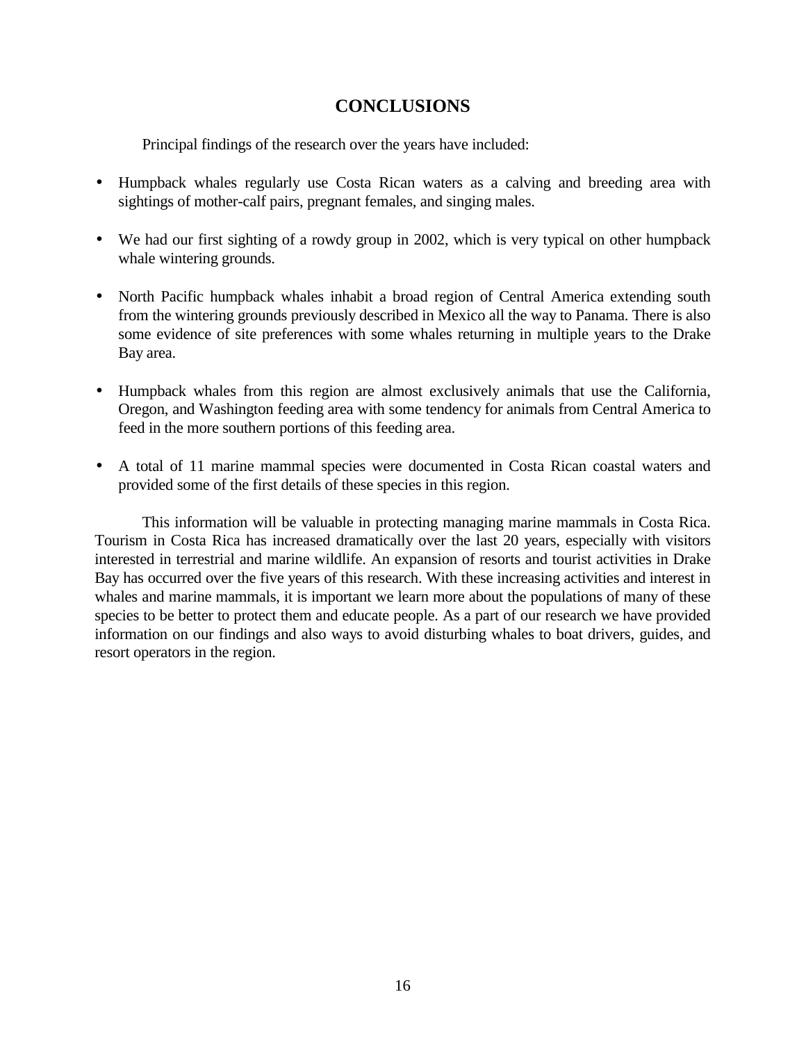# CONCLUSIONS

Principal findings of the research over the years have included:

- Humpback whales regularly use Costa Rican waters as a calving and breeding area with sightings of mother-calf pairs, pregnant females, and singing males.

- We had our first sighting of a rowdy group in 2002, which is very typical on other humpback whale wintering grounds.

- North Pacific humpback whales inhabit a broad region of Central America extending south from the wintering grounds previously described in Mexico all the way to Panama. There is also some evidence of site preferences with some whales returning in multiple years to the Drake Bay area.

- Humpback whales from this region are almost exclusively animals that use the California, Oregon, and Washington feeding area with some tendency for animals from Central America to feed in the more southern portions of this feeding area.

- A total of 11 marine mammal species were documented in Costa Rican coastal waters and provided some of the first details of these species in this region.

This information will be valuable in protecting managing marine mammals in Costa Rica. Tourism in Costa Rica has increased dramatically over the last 20 years, especially with visitors interested in terrestrial and marine wildlife. An expansion of resorts and tourist activities in Drake Bay has occurred over the five years of this research. With these increasing activities and interest in whales and marine mammals, it is important we learn more about the populations of many of these species to be better to protect them and educate people. As a part of our research we have provided information on our findings and also ways to avoid disturbing whales to boat drivers, guides, and resort operators in the region.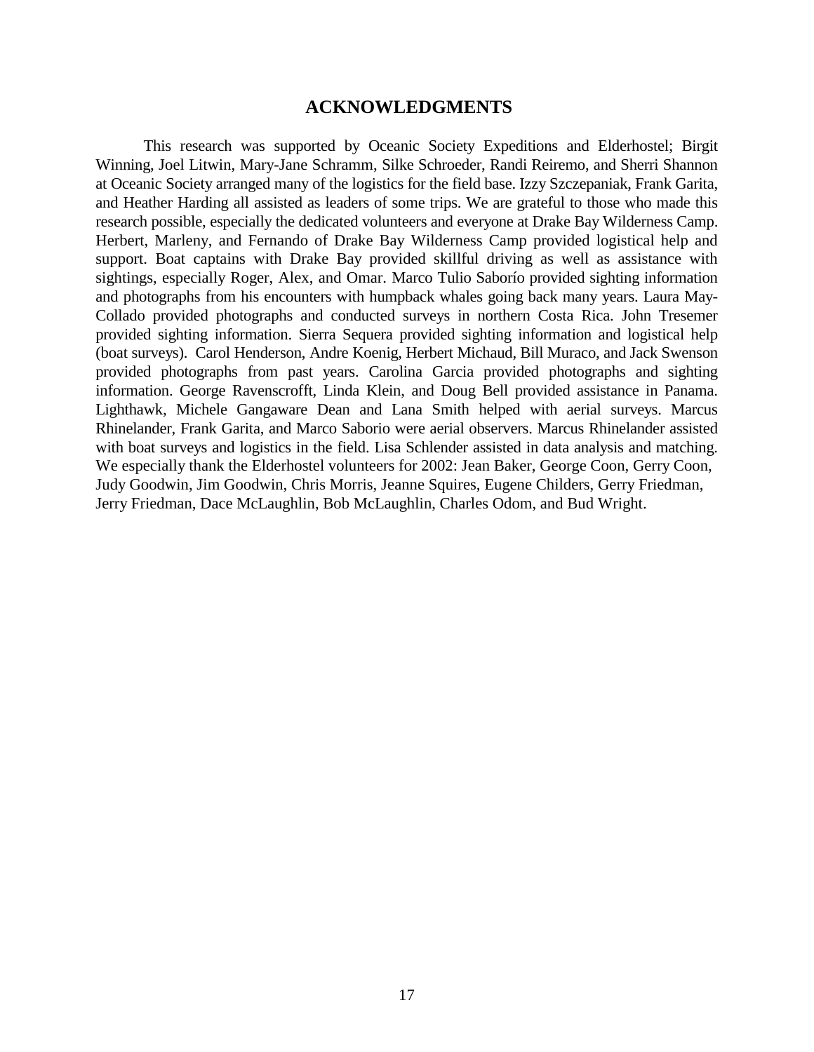# ACKNOWLEDGMENTS

This research was supported by Oceanic Society Expeditions and Elderhostel; Birgit Winning, Joel Litwin, Mary-Jane Schramm, Silke Schroeder, Randi Reiremo, and Sherri Shannon at Oceanic Society arranged many of the logistics for the field base. Izzy Szczepaniak, Frank Garita, and Heather Harding all assisted as leaders of some trips. We are grateful to those who made this research possible, especially the dedicated volunteers and everyone at Drake Bay Wilderness Camp. Herbert, Marleny, and Fernando of Drake Bay Wilderness Camp provided logistical help and support. Boat captains with Drake Bay provided skillful driving as well as assistance with sightings, especially Roger, Alex, and Omar. Marco Tulio Saborío provided sighting information and photographs from his encounters with humpback whales going back many years. Laura May-Collado provided photographs and conducted surveys in northern Costa Rica. John Tresemer provided sighting information. Sierra Sequera provided sighting information and logistical help (boat surveys). Carol Henderson, Andre Koenig, Herbert Michaud, Bill Muraco, and Jack Swenson provided photographs from past years. Carolina Garcia provided photographs and sighting information. George Ravenscrofft, Linda Klein, and Doug Bell provided assistance in Panama. Lighthawk, Michele Gangaware Dean and Lana Smith helped with aerial surveys. Marcus Rhinelander, Frank Garita, and Marco Saborio were aerial observers. Marcus Rhinelander assisted with boat surveys and logistics in the field. Lisa Schlender assisted in data analysis and matching. We especially thank the Elderhostel volunteers for 2002: Jean Baker, George Coon, Gerry Coon, Judy Goodwin, Jim Goodwin, Chris Morris, Jeanne Squires, Eugene Childers, Gerry Friedman, Jerry Friedman, Dace McLaughlin, Bob McLaughlin, Charles Odom, and Bud Wright.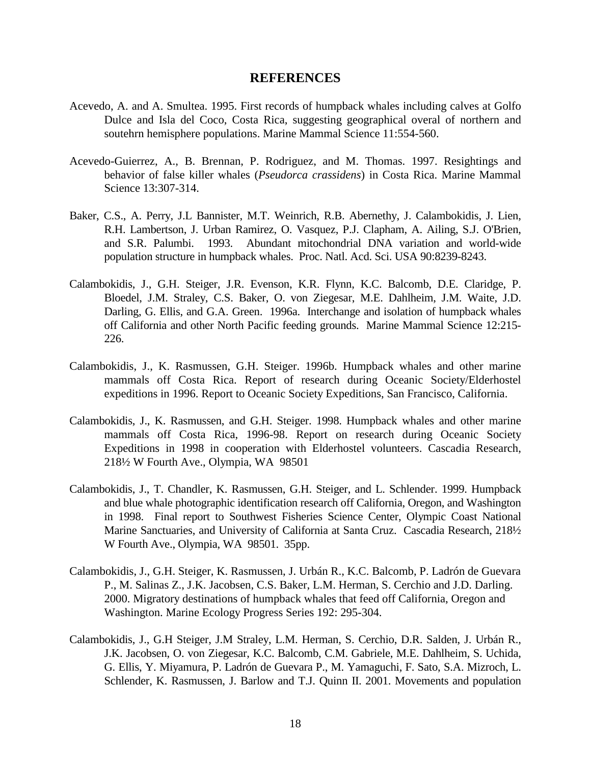# REFERENCES

Acevedo, A. and A. Smultea. 1995. First records of humpback whales including calves at Golfo Dulce and Isla del Coco, Costa Rica, suggesting geographical overal of northern and soutehrn hemisphere populations. Marine Mammal Science 11:554-560.

Acevedo-Guierrez, A., B. Brennan, P. Rodriguez, and M. Thomas. 1997. Resightings and behavior of false killer whales (*Pseudorca crassidens*) in Costa Rica. Marine Mammal Science 13:307-314.

Baker, C.S., A. Perry, J.L Bannister, M.T. Weinrich, R.B. Abernethy, J. Calambokidis, J. Lien, R.H. Lambertson, J. Urban Ramirez, O. Vasquez, P.J. Clapham, A. Ailing, S.J. O'Brien, and S.R. Palumbi. 1993. Abundant mitochondrial DNA variation and world-wide population structure in humpback whales. Proc. Natl. Acd. Sci. USA 90:8239-8243.

Calambokidis, J., G.H. Steiger, J.R. Evenson, K.R. Flynn, K.C. Balcomb, D.E. Claridge, P. Bloedel, J.M. Straley, C.S. Baker, O. von Ziegesar, M.E. Dahlheim, J.M. Waite, J.D. Darling, G. Ellis, and G.A. Green. 1996a. Interchange and isolation of humpback whales off California and other North Pacific feeding grounds. Marine Mammal Science 12:215-226.

Calambokidis, J., K. Rasmussen, G.H. Steiger. 1996b. Humpback whales and other marine mammals off Costa Rica. Report of research during Oceanic Society/Elderhostel expeditions in 1996. Report to Oceanic Society Expeditions, San Francisco, California.

Calambokidis, J., K. Rasmussen, and G.H. Steiger. 1998. Humpback whales and other marine mammals off Costa Rica, 1996-98. Report on research during Oceanic Society Expeditions in 1998 in cooperation with Elderhostel volunteers. Cascadia Research, 218½ W Fourth Ave., Olympia, WA 98501

Calambokidis, J., T. Chandler, K. Rasmussen, G.H. Steiger, and L. Schlender. 1999. Humpback and blue whale photographic identification research off California, Oregon, and Washington in 1998. Final report to Southwest Fisheries Science Center, Olympic Coast National Marine Sanctuaries, and University of California at Santa Cruz. Cascadia Research, 218½ W Fourth Ave., Olympia, WA 98501. 35pp.

Calambokidis, J., G.H. Steiger, K. Rasmussen, J. Urbán R., K.C. Balcomb, P. Ladrón de Guevara P., M. Salinas Z., J.K. Jacobsen, C.S. Baker, L.M. Herman, S. Cerchio and J.D. Darling. 2000. Migratory destinations of humpback whales that feed off California, Oregon and Washington. Marine Ecology Progress Series 192: 295-304.

Calambokidis, J., G.H Steiger, J.M Straley, L.M. Herman, S. Cerchio, D.R. Salden, J. Urbán R., J.K. Jacobsen, O. von Ziegesar, K.C. Balcomb, C.M. Gabriele, M.E. Dahlheim, S. Uchida, G. Ellis, Y. Miyamura, P. Ladrón de Guevara P., M. Yamaguchi, F. Sato, S.A. Mizroch, L. Schlender, K. Rasmussen, J. Barlow and T.J. Quinn II. 2001. Movements and population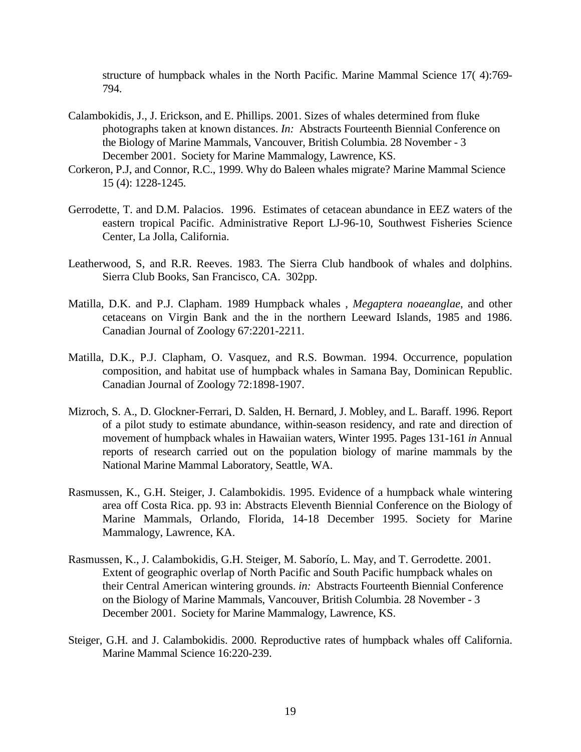structure of humpback whales in the North Pacific. Marine Mammal Science 17( 4):769-794.

Calambokidis, J., J. Erickson, and E. Phillips. 2001. Sizes of whales determined from fluke photographs taken at known distances. *In:* Abstracts Fourteenth Biennial Conference on the Biology of Marine Mammals, Vancouver, British Columbia. 28 November - 3 December 2001. Society for Marine Mammalogy, Lawrence, KS.

Corkeron, P.J, and Connor, R.C., 1999. Why do Baleen whales migrate? Marine Mammal Science 15 (4): 1228-1245.

Gerrodette, T. and D.M. Palacios. 1996. Estimates of cetacean abundance in EEZ waters of the eastern tropical Pacific. Administrative Report LJ-96-10, Southwest Fisheries Science Center, La Jolla, California.

Leatherwood, S, and R.R. Reeves. 1983. The Sierra Club handbook of whales and dolphins. Sierra Club Books, San Francisco, CA. 302pp.

Matilla, D.K. and P.J. Clapham. 1989 Humpback whales , *Megaptera noaeanglae*, and other cetaceans on Virgin Bank and the in the northern Leeward Islands, 1985 and 1986. Canadian Journal of Zoology 67:2201-2211.

Matilla, D.K., P.J. Clapham, O. Vasquez, and R.S. Bowman. 1994. Occurrence, population composition, and habitat use of humpback whales in Samana Bay, Dominican Republic. Canadian Journal of Zoology 72:1898-1907.

Mizroch, S. A., D. Glockner-Ferrari, D. Salden, H. Bernard, J. Mobley, and L. Baraff. 1996. Report of a pilot study to estimate abundance, within-season residency, and rate and direction of movement of humpback whales in Hawaiian waters, Winter 1995. Pages 131-161 *in* Annual reports of research carried out on the population biology of marine mammals by the National Marine Mammal Laboratory, Seattle, WA.

Rasmussen, K., G.H. Steiger, J. Calambokidis. 1995. Evidence of a humpback whale wintering area off Costa Rica. pp. 93 in: Abstracts Eleventh Biennial Conference on the Biology of Marine Mammals, Orlando, Florida, 14-18 December 1995. Society for Marine Mammalogy, Lawrence, KA.

Rasmussen, K., J. Calambokidis, G.H. Steiger, M. Saborío, L. May, and T. Gerrodette. 2001. Extent of geographic overlap of North Pacific and South Pacific humpback whales on their Central American wintering grounds. *in:* Abstracts Fourteenth Biennial Conference on the Biology of Marine Mammals, Vancouver, British Columbia. 28 November - 3 December 2001. Society for Marine Mammalogy, Lawrence, KS.

Steiger, G.H. and J. Calambokidis. 2000. Reproductive rates of humpback whales off California. Marine Mammal Science 16:220-239.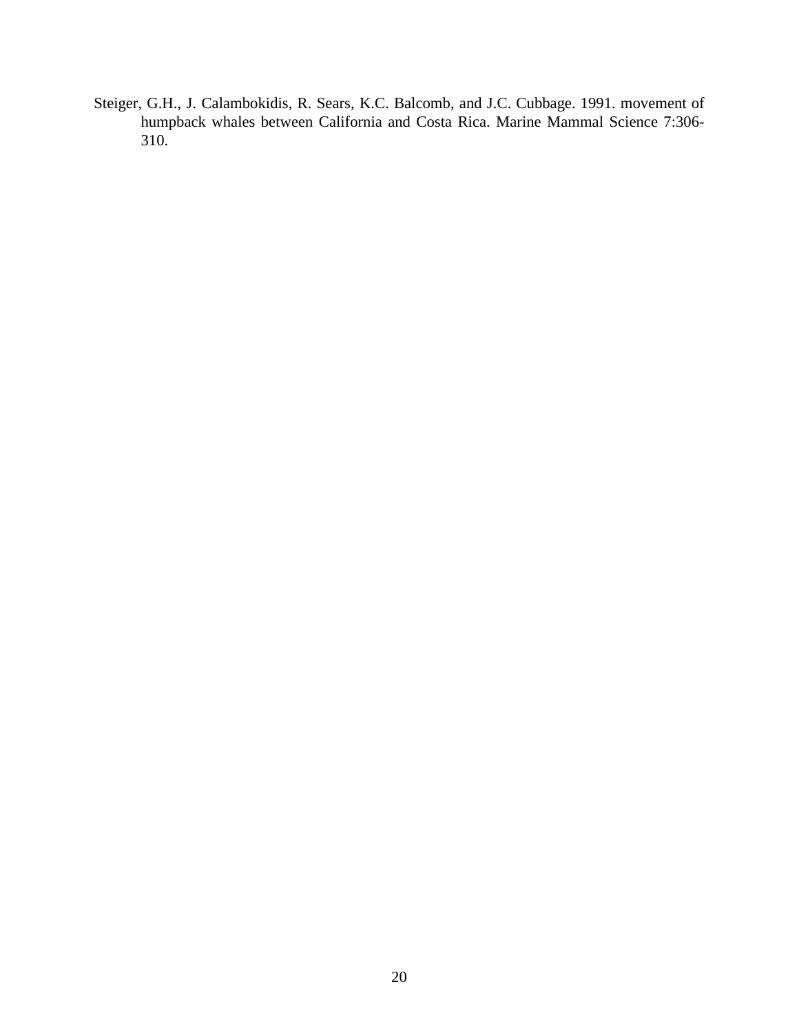Steiger, G.H., J. Calambokidis, R. Sears, K.C. Balcomb, and J.C. Cubbage. 1991. movement of humpback whales between California and Costa Rica. Marine Mammal Science 7:306-310.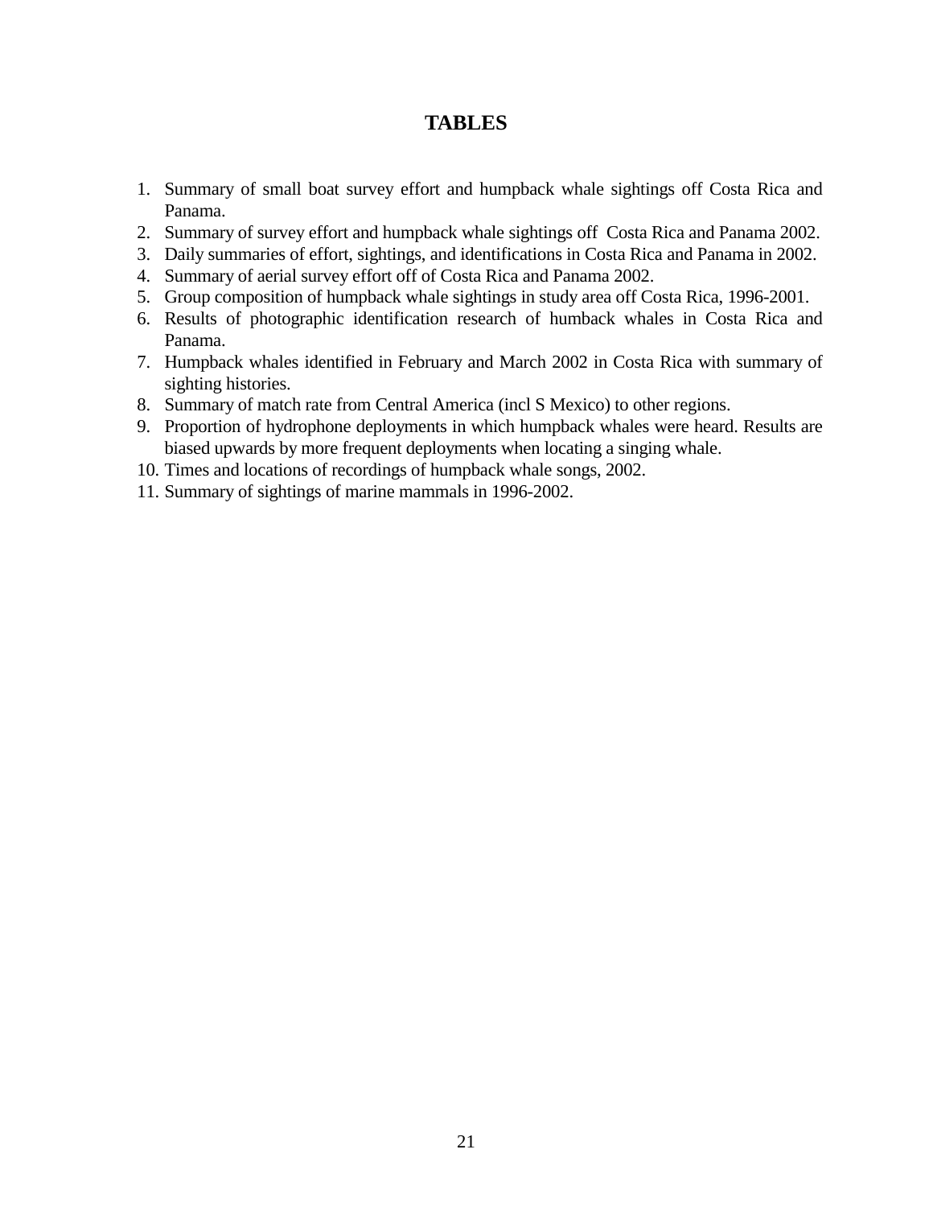# TABLES

1. Summary of small boat survey effort and humpback whale sightings off Costa Rica and Panama.
2. Summary of survey effort and humpback whale sightings off  Costa Rica and Panama 2002.
3. Daily summaries of effort, sightings, and identifications in Costa Rica and Panama in 2002.
4. Summary of aerial survey effort off of Costa Rica and Panama 2002.
5. Group composition of humpback whale sightings in study area off Costa Rica, 1996-2001.
6. Results of photographic identification research of humback whales in Costa Rica and Panama.
7. Humpback whales identified in February and March 2002 in Costa Rica with summary of sighting histories.
8. Summary of match rate from Central America (incl S Mexico) to other regions.
9. Proportion of hydrophone deployments in which humpback whales were heard. Results are biased upwards by more frequent deployments when locating a singing whale.
10. Times and locations of recordings of humpback whale songs, 2002.
11. Summary of sightings of marine mammals in 1996-2002.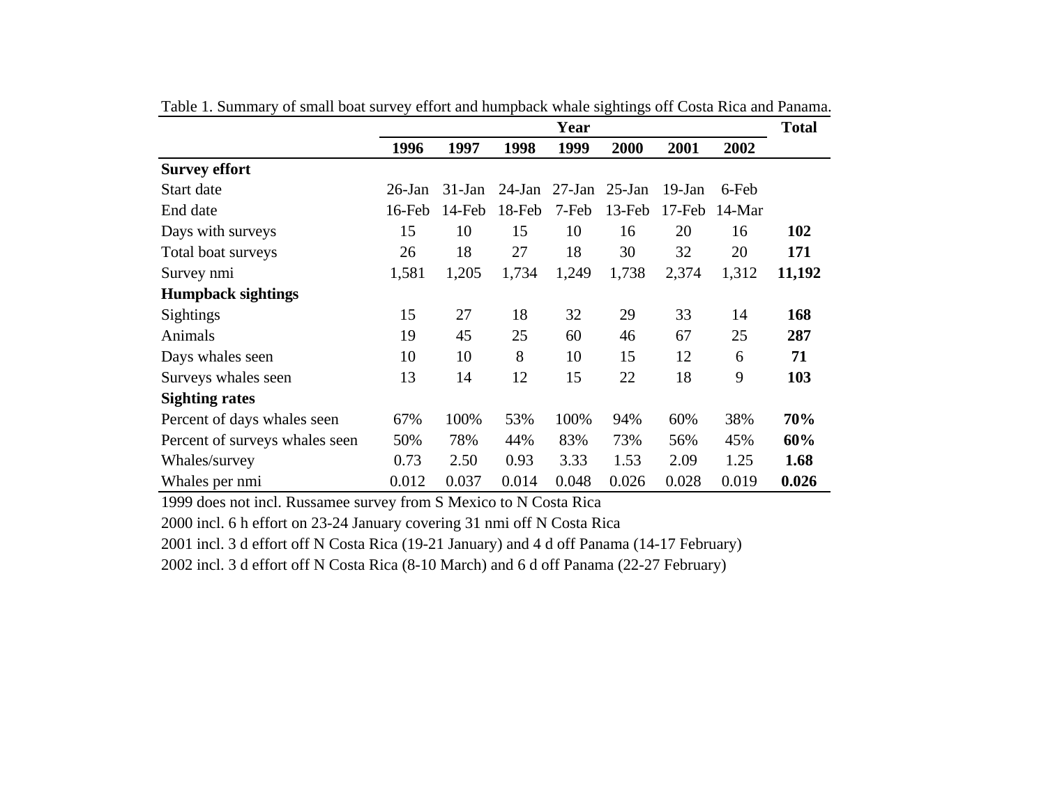Table 1. Summary of small boat survey effort and humpback whale sightings off Costa Rica and Panama.

| | Year | | | | | | | Total |
|---|---|---|---|---|---|---|---|---|
| | 1996 | 1997 | 1998 | 1999 | 2000 | 2001 | 2002 | |
| **Survey effort** | | | | | | | | |
| Start date | 26-Jan | 31-Jan | 24-Jan | 27-Jan | 25-Jan | 19-Jan | 6-Feb | |
| End date | 16-Feb | 14-Feb | 18-Feb | 7-Feb | 13-Feb | 17-Feb | 14-Mar | |
| Days with surveys | 15 | 10 | 15 | 10 | 16 | 20 | 16 | **102** |
| Total boat surveys | 26 | 18 | 27 | 18 | 30 | 32 | 20 | **171** |
| Survey nmi | 1,581 | 1,205 | 1,734 | 1,249 | 1,738 | 2,374 | 1,312 | **11,192** |
| **Humpback sightings** | | | | | | | | |
| Sightings | 15 | 27 | 18 | 32 | 29 | 33 | 14 | **168** |
| Animals | 19 | 45 | 25 | 60 | 46 | 67 | 25 | **287** |
| Days whales seen | 10 | 10 | 8 | 10 | 15 | 12 | 6 | **71** |
| Surveys whales seen | 13 | 14 | 12 | 15 | 22 | 18 | 9 | **103** |
| **Sighting rates** | | | | | | | | |
| Percent of days whales seen | 67% | 100% | 53% | 100% | 94% | 60% | 38% | **70%** |
| Percent of surveys whales seen | 50% | 78% | 44% | 83% | 73% | 56% | 45% | **60%** |
| Whales/survey | 0.73 | 2.50 | 0.93 | 3.33 | 1.53 | 2.09 | 1.25 | **1.68** |
| Whales per nmi | 0.012 | 0.037 | 0.014 | 0.048 | 0.026 | 0.028 | 0.019 | **0.026** |

1999 does not incl. Russamee survey from S Mexico to N Costa Rica

2000 incl. 6 h effort on 23-24 January covering 31 nmi off N Costa Rica

2001 incl. 3 d effort off N Costa Rica (19-21 January) and 4 d off Panama (14-17 February)

2002 incl. 3 d effort off N Costa Rica (8-10 March) and 6 d off Panama (22-27 February)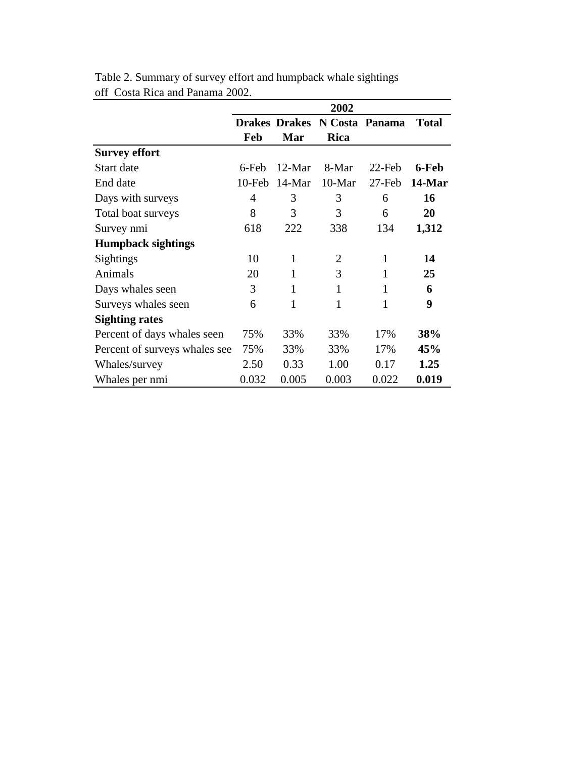Table 2. Summary of survey effort and humpback whale sightings off Costa Rica and Panama 2002.

| | 2002 | | | | |
|---|---|---|---|---|---|
| | **Drakes Feb** | **Drakes Mar** | **N Costa Rica** | **Panama** | **Total** |
| **Survey effort** | | | | | |
| Start date | 6-Feb | 12-Mar | 8-Mar | 22-Feb | **6-Feb** |
| End date | 10-Feb | 14-Mar | 10-Mar | 27-Feb | **14-Mar** |
| Days with surveys | 4 | 3 | 3 | 6 | **16** |
| Total boat surveys | 8 | 3 | 3 | 6 | **20** |
| Survey nmi | 618 | 222 | 338 | 134 | **1,312** |
| **Humpback sightings** | | | | | |
| Sightings | 10 | 1 | 2 | 1 | **14** |
| Animals | 20 | 1 | 3 | 1 | **25** |
| Days whales seen | 3 | 1 | 1 | 1 | **6** |
| Surveys whales seen | 6 | 1 | 1 | 1 | **9** |
| **Sighting rates** | | | | | |
| Percent of days whales seen | 75% | 33% | 33% | 17% | **38%** |
| Percent of surveys whales see | 75% | 33% | 33% | 17% | **45%** |
| Whales/survey | 2.50 | 0.33 | 1.00 | 0.17 | **1.25** |
| Whales per nmi | 0.032 | 0.005 | 0.003 | 0.022 | **0.019** |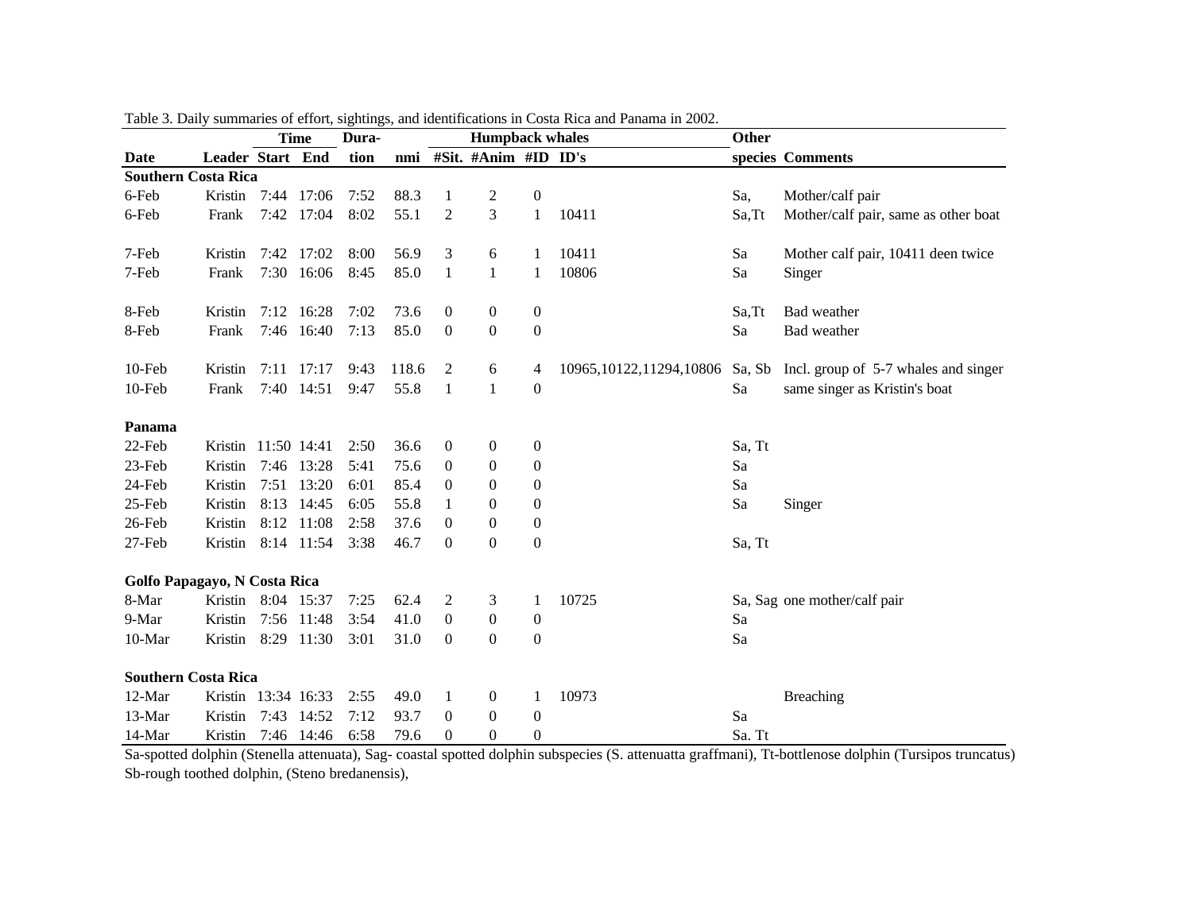Table 3. Daily summaries of effort, sightings, and identifications in Costa Rica and Panama in 2002.

| | | Time | | Dura- | | Humpback whales | | | | Other | |
|---|---|---|---|---|---|---|---|---|---|---|---|
| Date | Leader | Start | End | tion | nmi | #Sit. | #Anim | #ID | ID's | species | Comments |
| **Southern Costa Rica** | | | | | | | | | | | |
| 6-Feb | Kristin | 7:44 | 17:06 | 7:52 | 88.3 | 1 | 2 | 0 | | Sa, | Mother/calf pair |
| 6-Feb | Frank | 7:42 | 17:04 | 8:02 | 55.1 | 2 | 3 | 1 | 10411 | Sa,Tt | Mother/calf pair, same as other boat |
| 7-Feb | Kristin | 7:42 | 17:02 | 8:00 | 56.9 | 3 | 6 | 1 | 10411 | Sa | Mother calf pair, 10411 deen twice |
| 7-Feb | Frank | 7:30 | 16:06 | 8:45 | 85.0 | 1 | 1 | 1 | 10806 | Sa | Singer |
| 8-Feb | Kristin | 7:12 | 16:28 | 7:02 | 73.6 | 0 | 0 | 0 | | Sa,Tt | Bad weather |
| 8-Feb | Frank | 7:46 | 16:40 | 7:13 | 85.0 | 0 | 0 | 0 | | Sa | Bad weather |
| 10-Feb | Kristin | 7:11 | 17:17 | 9:43 | 118.6 | 2 | 6 | 4 | 10965,10122,11294,10806 | Sa, Sb | Incl. group of 5-7 whales and singer |
| 10-Feb | Frank | 7:40 | 14:51 | 9:47 | 55.8 | 1 | 1 | 0 | | Sa | same singer as Kristin's boat |
| **Panama** | | | | | | | | | | | |
| 22-Feb | Kristin | 11:50 | 14:41 | 2:50 | 36.6 | 0 | 0 | 0 | | Sa, Tt | |
| 23-Feb | Kristin | 7:46 | 13:28 | 5:41 | 75.6 | 0 | 0 | 0 | | Sa | |
| 24-Feb | Kristin | 7:51 | 13:20 | 6:01 | 85.4 | 0 | 0 | 0 | | Sa | |
| 25-Feb | Kristin | 8:13 | 14:45 | 6:05 | 55.8 | 1 | 0 | 0 | | Sa | Singer |
| 26-Feb | Kristin | 8:12 | 11:08 | 2:58 | 37.6 | 0 | 0 | 0 | | | |
| 27-Feb | Kristin | 8:14 | 11:54 | 3:38 | 46.7 | 0 | 0 | 0 | | Sa, Tt | |
| **Golfo Papagayo, N Costa Rica** | | | | | | | | | | | |
| 8-Mar | Kristin | 8:04 | 15:37 | 7:25 | 62.4 | 2 | 3 | 1 | 10725 | Sa, Sag | one mother/calf pair |
| 9-Mar | Kristin | 7:56 | 11:48 | 3:54 | 41.0 | 0 | 0 | 0 | | Sa | |
| 10-Mar | Kristin | 8:29 | 11:30 | 3:01 | 31.0 | 0 | 0 | 0 | | Sa | |
| **Southern Costa Rica** | | | | | | | | | | | |
| 12-Mar | Kristin | 13:34 | 16:33 | 2:55 | 49.0 | 1 | 0 | 1 | 10973 | | Breaching |
| 13-Mar | Kristin | 7:43 | 14:52 | 7:12 | 93.7 | 0 | 0 | 0 | | Sa | |
| 14-Mar | Kristin | 7:46 | 14:46 | 6:58 | 79.6 | 0 | 0 | 0 | | Sa. Tt | |

Sa-spotted dolphin (Stenella attenuata), Sag- coastal spotted dolphin subspecies (S. attenuatta graffmani), Tt-bottlenose dolphin (Tursipos truncatus)
Sb-rough toothed dolphin, (Steno bredanensis),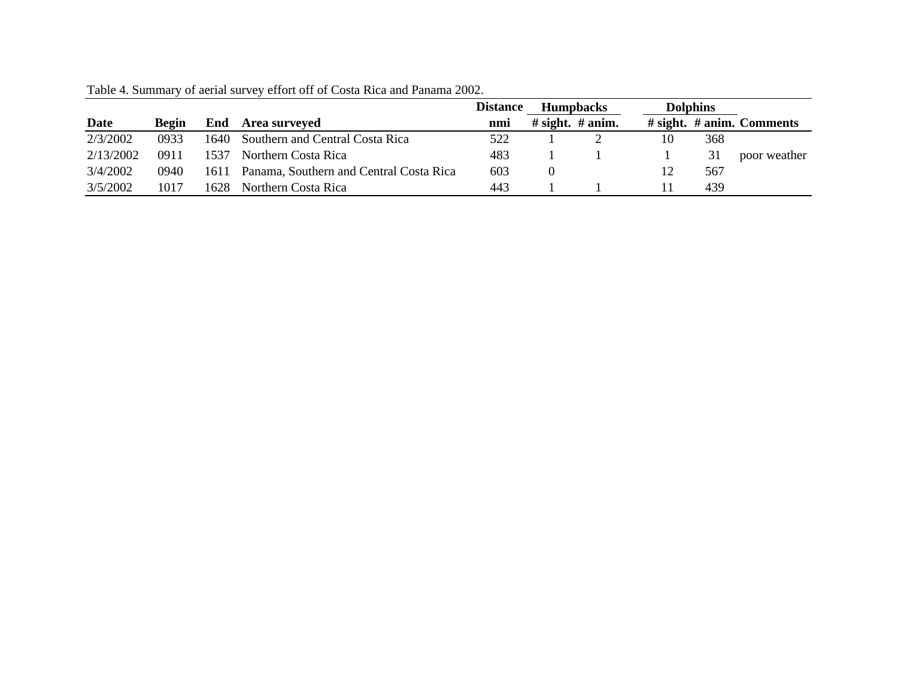Table 4. Summary of aerial survey effort off of Costa Rica and Panama 2002.

| Date | Begin | End | Area surveyed | Distance nmi | Humpbacks | | Dolphins | | Comments |
|---|---|---|---|---|---|---|---|---|---|
| | | | | | # sight. | # anim. | # sight. | # anim. | |
| 2/3/2002 | 0933 | 1640 | Southern and Central Costa Rica | 522 | 1 | 2 | 10 | 368 | |
| 2/13/2002 | 0911 | 1537 | Northern Costa Rica | 483 | 1 | 1 | 1 | 31 | poor weather |
| 3/4/2002 | 0940 | 1611 | Panama, Southern and Central Costa Rica | 603 | 0 | | 12 | 567 | |
| 3/5/2002 | 1017 | 1628 | Northern Costa Rica | 443 | 1 | 1 | 11 | 439 | |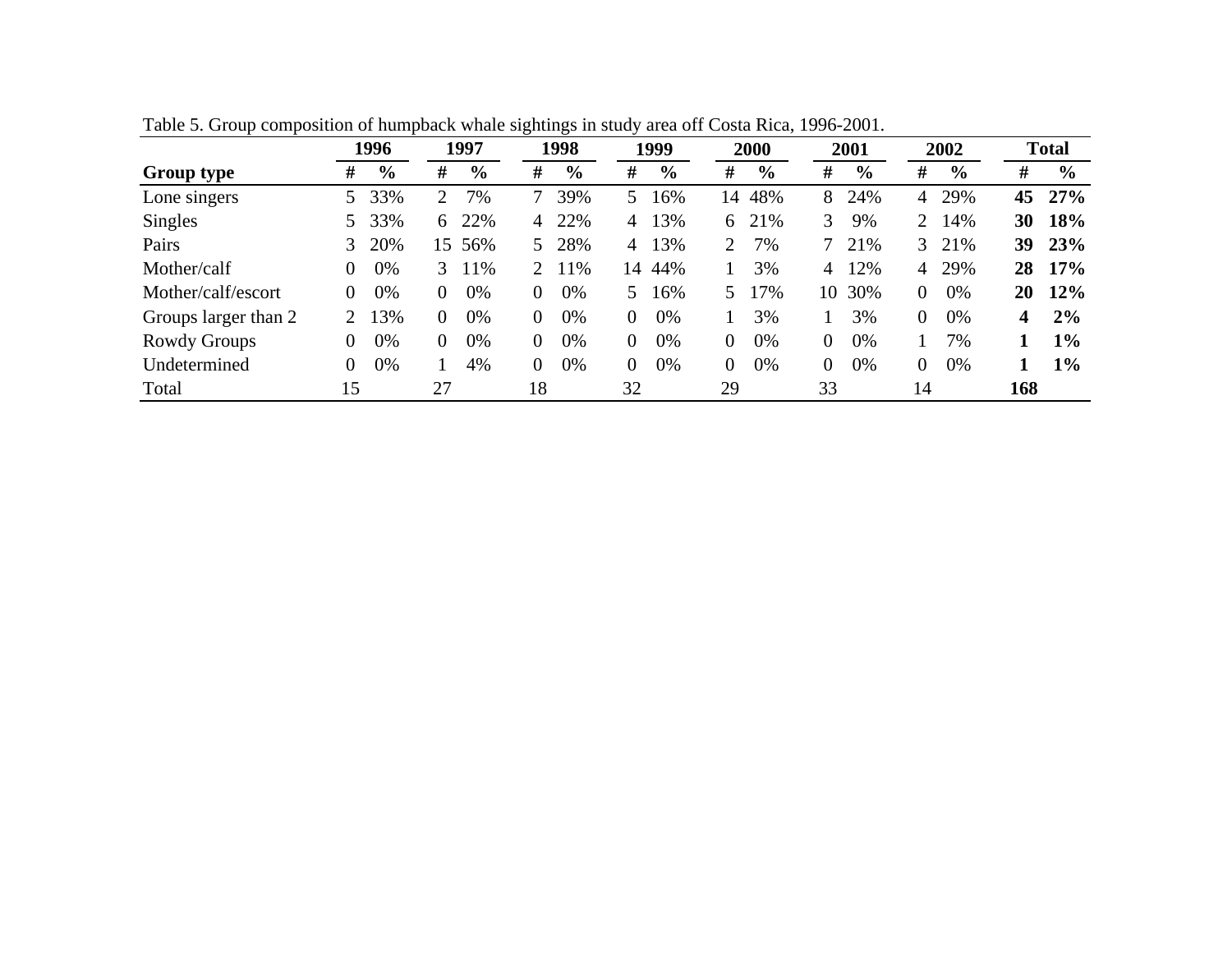Table 5. Group composition of humpback whale sightings in study area off Costa Rica, 1996-2001.

| | 1996 | | 1997 | | 1998 | | 1999 | | 2000 | | 2001 | | 2002 | | Total | |
|---|---|---|---|---|---|---|---|---|---|---|---|---|---|---|---|---|
| **Group type** | **#** | **%** | **#** | **%** | **#** | **%** | **#** | **%** | **#** | **%** | **#** | **%** | **#** | **%** | **#** | **%** |
| Lone singers | 5 | 33% | 2 | 7% | 7 | 39% | 5 | 16% | 14 | 48% | 8 | 24% | 4 | 29% | **45** | **27%** |
| Singles | 5 | 33% | 6 | 22% | 4 | 22% | 4 | 13% | 6 | 21% | 3 | 9% | 2 | 14% | **30** | **18%** |
| Pairs | 3 | 20% | 15 | 56% | 5 | 28% | 4 | 13% | 2 | 7% | 7 | 21% | 3 | 21% | **39** | **23%** |
| Mother/calf | 0 | 0% | 3 | 11% | 2 | 11% | 14 | 44% | 1 | 3% | 4 | 12% | 4 | 29% | **28** | **17%** |
| Mother/calf/escort | 0 | 0% | 0 | 0% | 0 | 0% | 5 | 16% | 5 | 17% | 10 | 30% | 0 | 0% | **20** | **12%** |
| Groups larger than 2 | 2 | 13% | 0 | 0% | 0 | 0% | 0 | 0% | 1 | 3% | 1 | 3% | 0 | 0% | **4** | **2%** |
| Rowdy Groups | 0 | 0% | 0 | 0% | 0 | 0% | 0 | 0% | 0 | 0% | 0 | 0% | 1 | 7% | **1** | **1%** |
| Undetermined | 0 | 0% | 1 | 4% | 0 | 0% | 0 | 0% | 0 | 0% | 0 | 0% | 0 | 0% | **1** | **1%** |
| Total | 15 | | 27 | | 18 | | 32 | | 29 | | 33 | | 14 | | **168** | |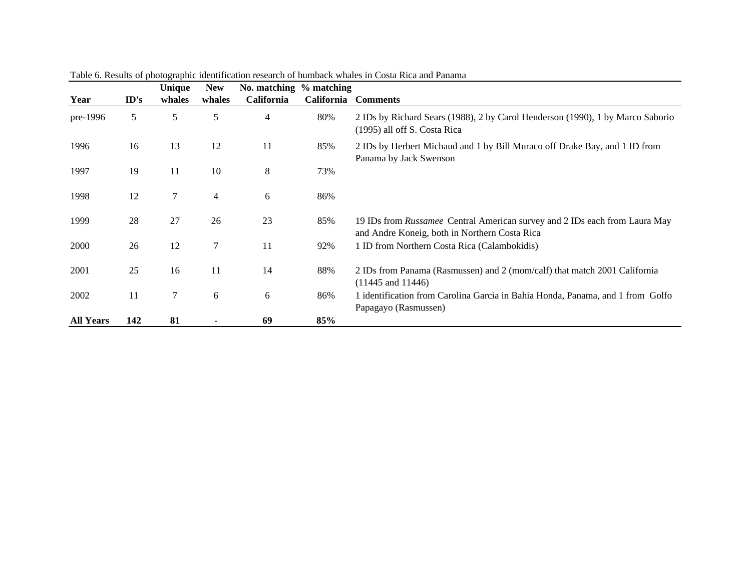Table 6. Results of photographic identification research of humback whales in Costa Rica and Panama

| Year | ID's | Unique whales | New whales | No. matching California | % matching California | Comments |
|---|---|---|---|---|---|---|
| pre-1996 | 5 | 5 | 5 | 4 | 80% | 2 IDs by Richard Sears (1988), 2 by Carol Henderson (1990), 1 by Marco Saborio (1995) all off S. Costa Rica |
| 1996 | 16 | 13 | 12 | 11 | 85% | 2 IDs by Herbert Michaud and 1 by Bill Muraco off Drake Bay, and 1 ID from Panama by Jack Swenson |
| 1997 | 19 | 11 | 10 | 8 | 73% | |
| 1998 | 12 | 7 | 4 | 6 | 86% | |
| 1999 | 28 | 27 | 26 | 23 | 85% | 19 IDs from *Russamee* Central American survey and 2 IDs each from Laura May and Andre Koneig, both in Northern Costa Rica |
| 2000 | 26 | 12 | 7 | 11 | 92% | 1 ID from Northern Costa Rica (Calambokidis) |
| 2001 | 25 | 16 | 11 | 14 | 88% | 2 IDs from Panama (Rasmussen) and 2 (mom/calf) that match 2001 California (11445 and 11446) |
| 2002 | 11 | 7 | 6 | 6 | 86% | 1 identification from Carolina Garcia in Bahia Honda, Panama, and 1 from Golfo Papagayo (Rasmussen) |
| **All Years** | **142** | **81** | **-** | **69** | **85%** | |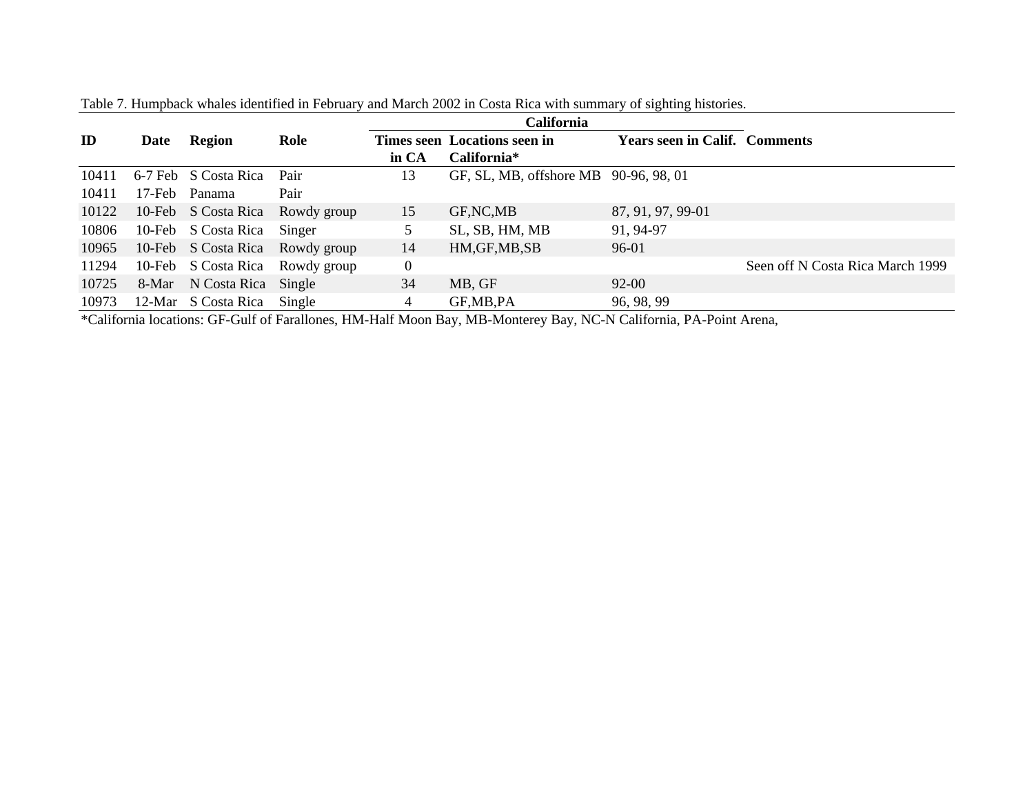Table 7. Humpback whales identified in February and March 2002 in Costa Rica with summary of sighting histories.

| ID | Date | Region | Role | California | | | Comments |
|---|---|---|---|---|---|---|---|
| | | | | Times seen in CA | Locations seen in California* | Years seen in Calif. | |
| 10411 | 6-7 Feb | S Costa Rica | Pair | 13 | GF, SL, MB, offshore MB | 90-96, 98, 01 | |
| 10411 | 17-Feb | Panama | Pair | | | | |
| 10122 | 10-Feb | S Costa Rica | Rowdy group | 15 | GF,NC,MB | 87, 91, 97, 99-01 | |
| 10806 | 10-Feb | S Costa Rica | Singer | 5 | SL, SB, HM, MB | 91, 94-97 | |
| 10965 | 10-Feb | S Costa Rica | Rowdy group | 14 | HM,GF,MB,SB | 96-01 | |
| 11294 | 10-Feb | S Costa Rica | Rowdy group | 0 | | | Seen off N Costa Rica March 1999 |
| 10725 | 8-Mar | N Costa Rica | Single | 34 | MB, GF | 92-00 | |
| 10973 | 12-Mar | S Costa Rica | Single | 4 | GF,MB,PA | 96, 98, 99 | |

*California locations: GF-Gulf of Farallones, HM-Half Moon Bay, MB-Monterey Bay, NC-N California, PA-Point Arena,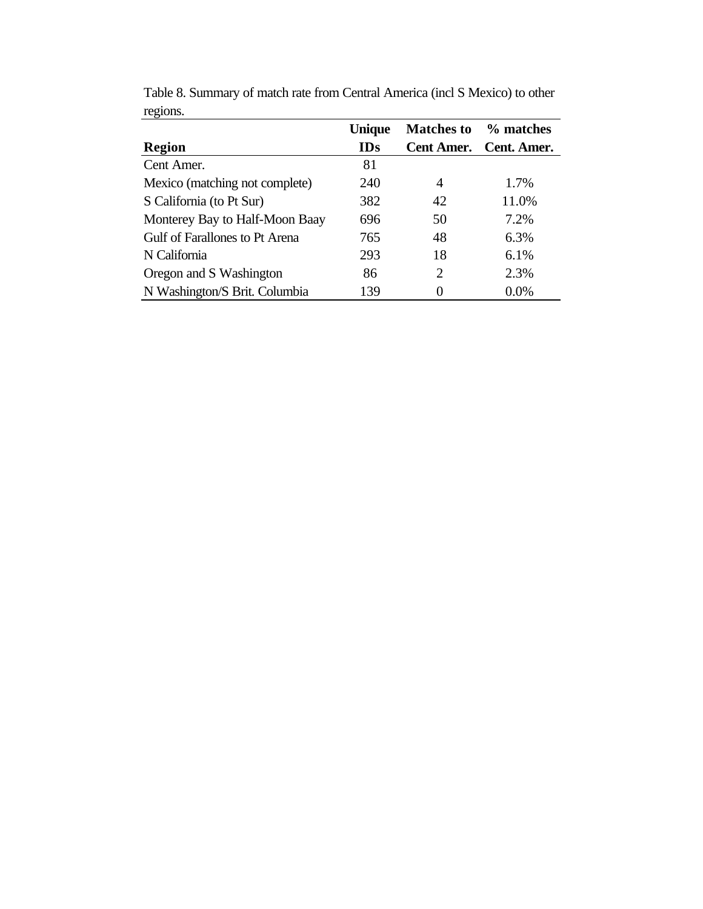Table 8. Summary of match rate from Central America (incl S Mexico) to other regions.

| Region | Unique IDs | Matches to Cent Amer. | % matches Cent. Amer. |
|---|---|---|---|
| Cent Amer. | 81 | | |
| Mexico (matching not complete) | 240 | 4 | 1.7% |
| S California (to Pt Sur) | 382 | 42 | 11.0% |
| Monterey Bay to Half-Moon Baay | 696 | 50 | 7.2% |
| Gulf of Farallones to Pt Arena | 765 | 48 | 6.3% |
| N California | 293 | 18 | 6.1% |
| Oregon and S Washington | 86 | 2 | 2.3% |
| N Washington/S Brit. Columbia | 139 | 0 | 0.0% |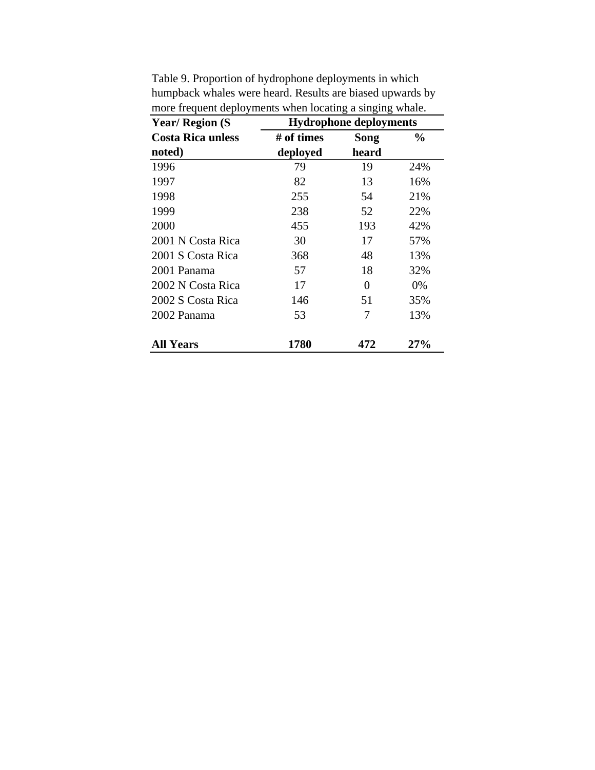Table 9. Proportion of hydrophone deployments in which humpback whales were heard. Results are biased upwards by more frequent deployments when locating a singing whale.

| Year/ Region (S Costa Rica unless noted) | Hydrophone deployments | | |
|---|---|---|---|
| | # of times deployed | Song heard | % |
| 1996 | 79 | 19 | 24% |
| 1997 | 82 | 13 | 16% |
| 1998 | 255 | 54 | 21% |
| 1999 | 238 | 52 | 22% |
| 2000 | 455 | 193 | 42% |
| 2001 N Costa Rica | 30 | 17 | 57% |
| 2001 S Costa Rica | 368 | 48 | 13% |
| 2001 Panama | 57 | 18 | 32% |
| 2002 N Costa Rica | 17 | 0 | 0% |
| 2002 S Costa Rica | 146 | 51 | 35% |
| 2002 Panama | 53 | 7 | 13% |
| **All Years** | **1780** | **472** | **27%** |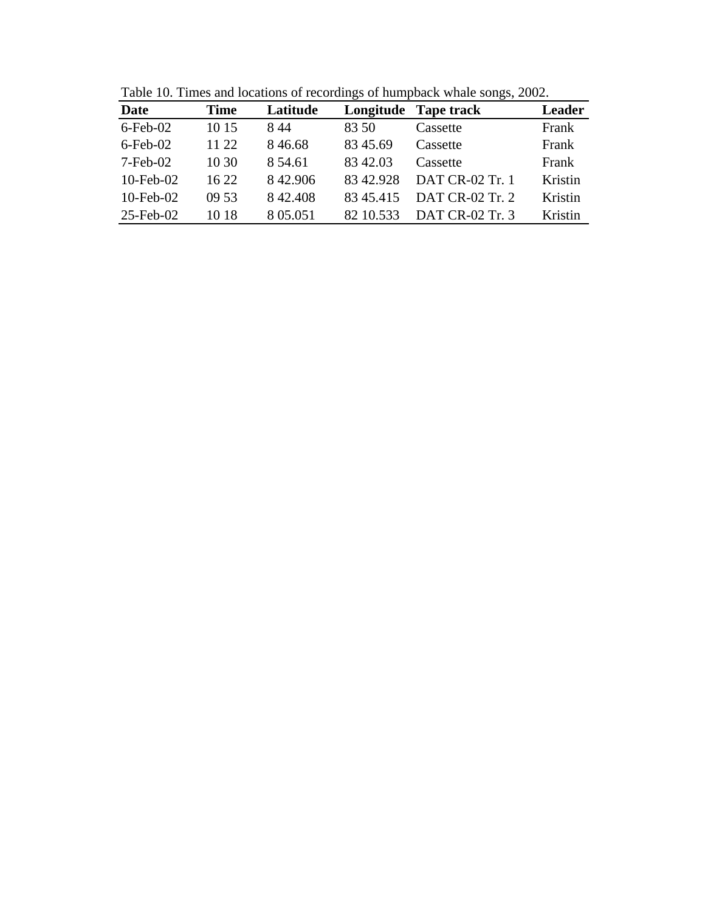Table 10. Times and locations of recordings of humpback whale songs, 2002.

| Date | Time | Latitude | Longitude | Tape track | Leader |
|---|---|---|---|---|---|
| 6-Feb-02 | 10 15 | 8 44 | 83 50 | Cassette | Frank |
| 6-Feb-02 | 11 22 | 8 46.68 | 83 45.69 | Cassette | Frank |
| 7-Feb-02 | 10 30 | 8 54.61 | 83 42.03 | Cassette | Frank |
| 10-Feb-02 | 16 22 | 8 42.906 | 83 42.928 | DAT CR-02 Tr. 1 | Kristin |
| 10-Feb-02 | 09 53 | 8 42.408 | 83 45.415 | DAT CR-02 Tr. 2 | Kristin |
| 25-Feb-02 | 10 18 | 8 05.051 | 82 10.533 | DAT CR-02 Tr. 3 | Kristin |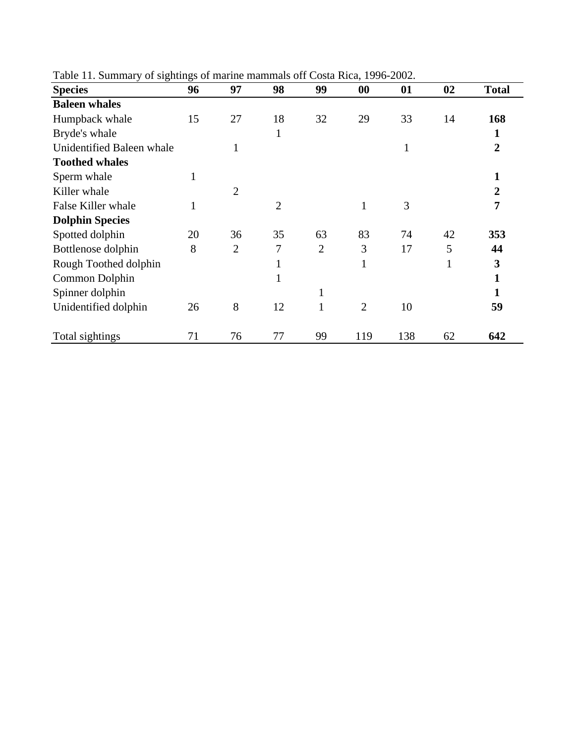Table 11. Summary of sightings of marine mammals off Costa Rica, 1996-2002.

| **Species** | **96** | **97** | **98** | **99** | **00** | **01** | **02** | **Total** |
|---|---|---|---|---|---|---|---|---|
| **Baleen whales** | | | | | | | | |
| Humpback whale | 15 | 27 | 18 | 32 | 29 | 33 | 14 | **168** |
| Bryde's whale | | | 1 | | | | | **1** |
| Unidentified Baleen whale | | 1 | | | | 1 | | **2** |
| **Toothed whales** | | | | | | | | |
| Sperm whale | 1 | | | | | | | **1** |
| Killer whale | | 2 | | | | | | **2** |
| False Killer whale | 1 | | 2 | | 1 | 3 | | **7** |
| **Dolphin Species** | | | | | | | | |
| Spotted dolphin | 20 | 36 | 35 | 63 | 83 | 74 | 42 | **353** |
| Bottlenose dolphin | 8 | 2 | 7 | 2 | 3 | 17 | 5 | **44** |
| Rough Toothed dolphin | | | 1 | | 1 | | 1 | **3** |
| Common Dolphin | | | 1 | | | | | **1** |
| Spinner dolphin | | | | 1 | | | | **1** |
| Unidentified dolphin | 26 | 8 | 12 | 1 | 2 | 10 | | **59** |
| Total sightings | 71 | 76 | 77 | 99 | 119 | 138 | 62 | **642** |